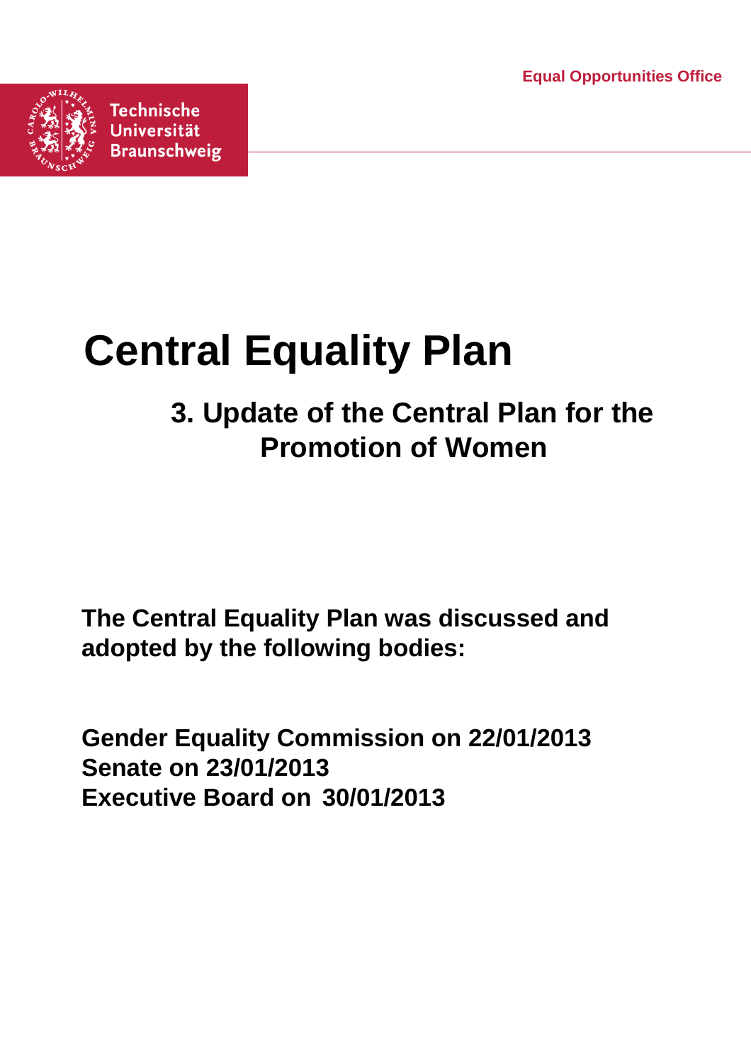Equal Opportunities Office

Technische Universität Braunschweig

# Central Equality Plan

## 3. Update of the Central Plan for the Promotion of Women

**The Central Equality Plan was discussed and adopted by the following bodies:**

**Gender Equality Commission on 22/01/2013**
**Senate on 23/01/2013**
**Executive Board on 30/01/2013**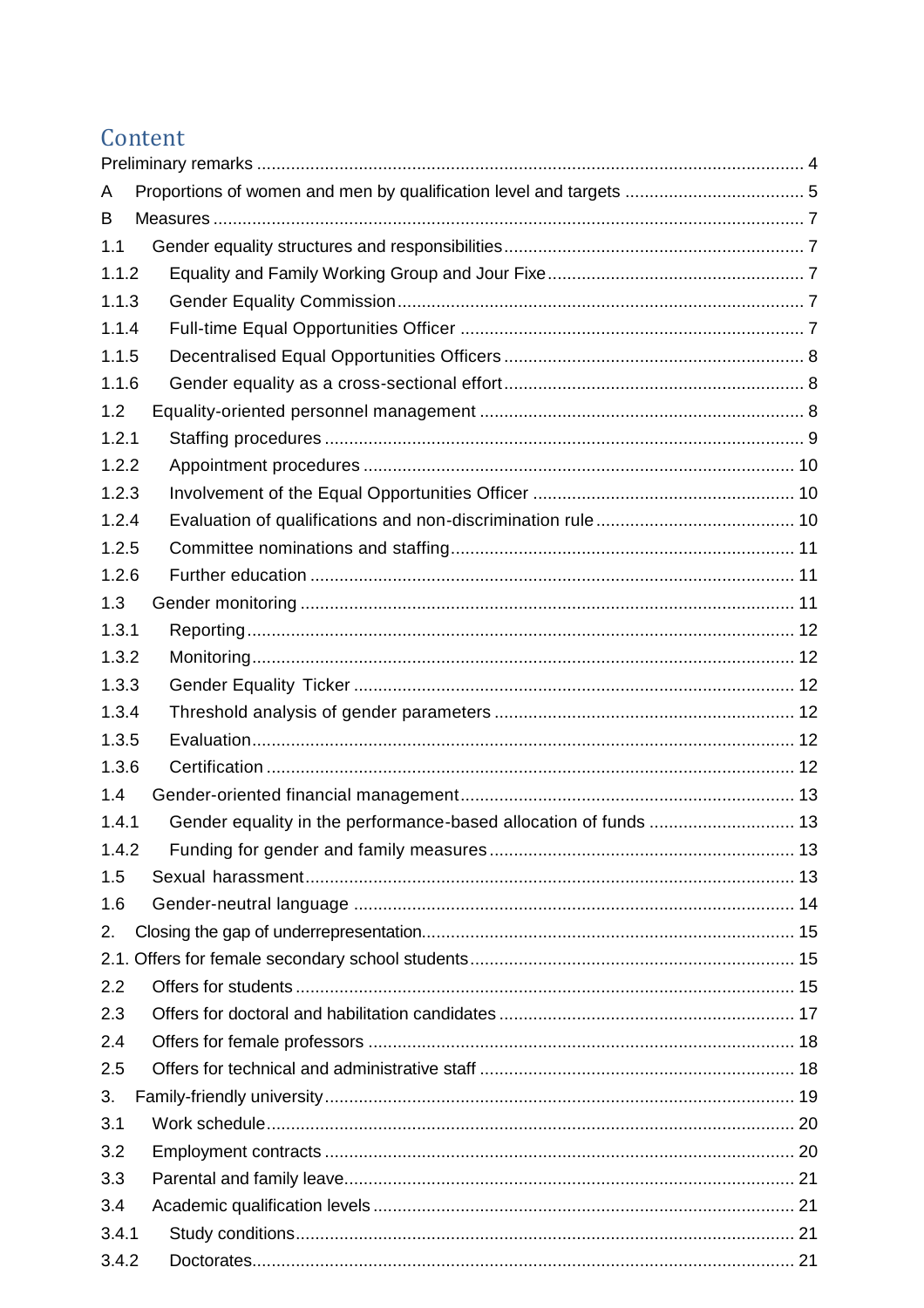# Content

Preliminary remarks ............................................................ 4

A Proportions of women and men by qualification level and targets ..................... 5

B Measures ..................................................................... 7

1.1 Gender equality structures and responsibilities ............................. 7

1.1.2 Equality and Family Working Group and Jour Fixe ........................... 7

1.1.3 Gender Equality Commission ................................................ 7

1.1.4 Full-time Equal Opportunities Officer ..................................... 7

1.1.5 Decentralised Equal Opportunities Officers ................................ 8

1.1.6 Gender equality as a cross-sectional effort ............................... 8

1.2 Equality-oriented personnel management ....................................... 8

1.2.1 Staffing procedures ....................................................... 9

1.2.2 Appointment procedures .................................................... 10

1.2.3 Involvement of the Equal Opportunities Officer ............................ 10

1.2.4 Evaluation of qualifications and non-discrimination rule ................. 10

1.2.5 Committee nominations and staffing ........................................ 11

1.2.6 Further education ......................................................... 11

1.3 Gender monitoring ............................................................ 11

1.3.1 Reporting ................................................................. 12

1.3.2 Monitoring ................................................................ 12

1.3.3 Gender Equality Ticker .................................................... 12

1.3.4 Threshold analysis of gender parameters ................................... 12

1.3.5 Evaluation ................................................................ 12

1.3.6 Certification ............................................................. 12

1.4 Gender-oriented financial management .......................................... 13

1.4.1 Gender equality in the performance-based allocation of funds .............. 13

1.4.2 Funding for gender and family measures .................................... 13

1.5 Sexual harassment ............................................................. 13

1.6 Gender-neutral language ....................................................... 14

2. Closing the gap of underrepresentation .......................................... 15

2.1. Offers for female secondary school students ..................................... 15

2.2 Offers for students ............................................................ 15

2.3 Offers for doctoral and habilitation candidates ................................ 17

2.4 Offers for female professors ................................................... 18

2.5 Offers for technical and administrative staff .................................. 18

3. Family-friendly university ....................................................... 19

3.1 Work schedule .................................................................. 20

3.2 Employment contracts ........................................................... 20

3.3 Parental and family leave ....................................................... 21

3.4 Academic qualification levels .................................................. 21

3.4.1 Study conditions .......................................................... 21

3.4.2 Doctorates ................................................................ 21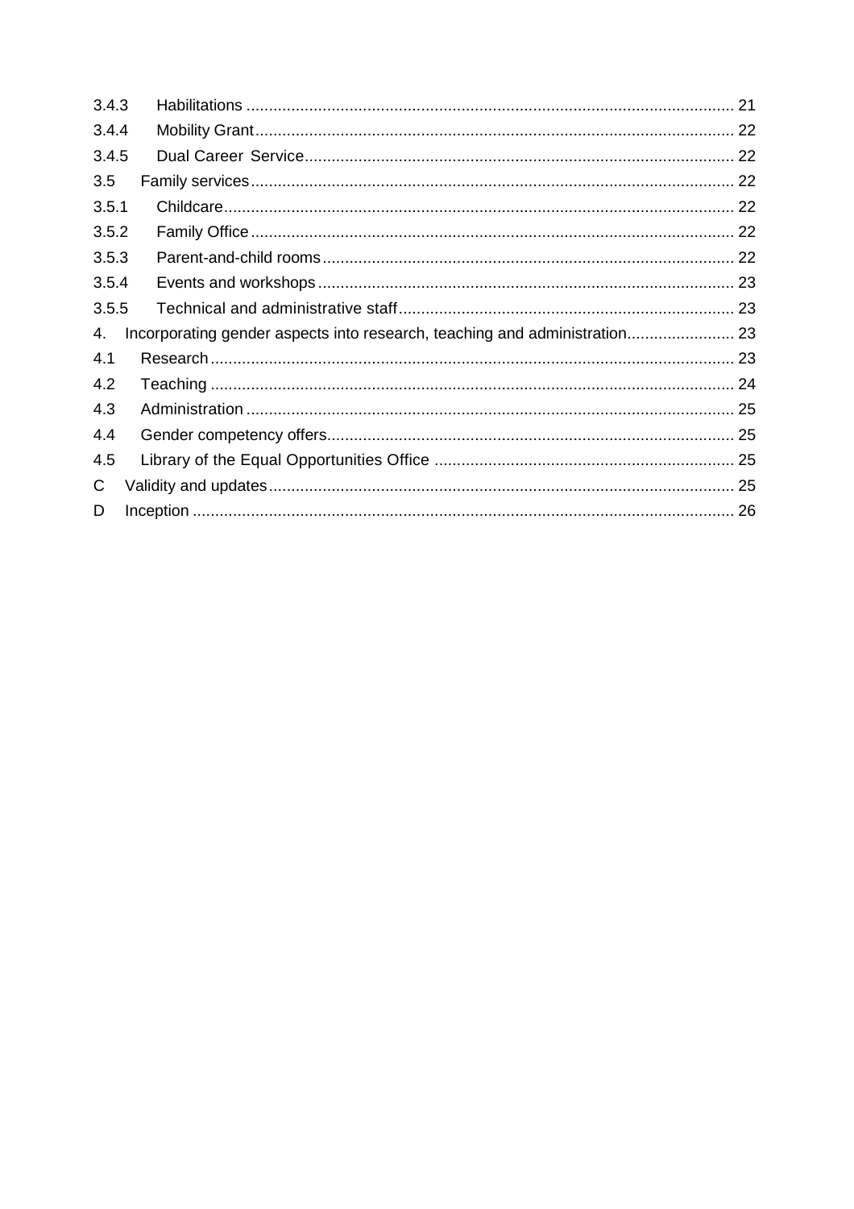| | | |
|---|---|---|
| 3.4.3 | Habilitations | 21 |
| 3.4.4 | Mobility Grant | 22 |
| 3.4.5 | Dual Career Service | 22 |
| 3.5 | Family services | 22 |
| 3.5.1 | Childcare | 22 |
| 3.5.2 | Family Office | 22 |
| 3.5.3 | Parent-and-child rooms | 22 |
| 3.5.4 | Events and workshops | 23 |
| 3.5.5 | Technical and administrative staff | 23 |
| 4. | Incorporating gender aspects into research, teaching and administration | 23 |
| 4.1 | Research | 23 |
| 4.2 | Teaching | 24 |
| 4.3 | Administration | 25 |
| 4.4 | Gender competency offers | 25 |
| 4.5 | Library of the Equal Opportunities Office | 25 |
| C | Validity and updates | 25 |
| D | Inception | 26 |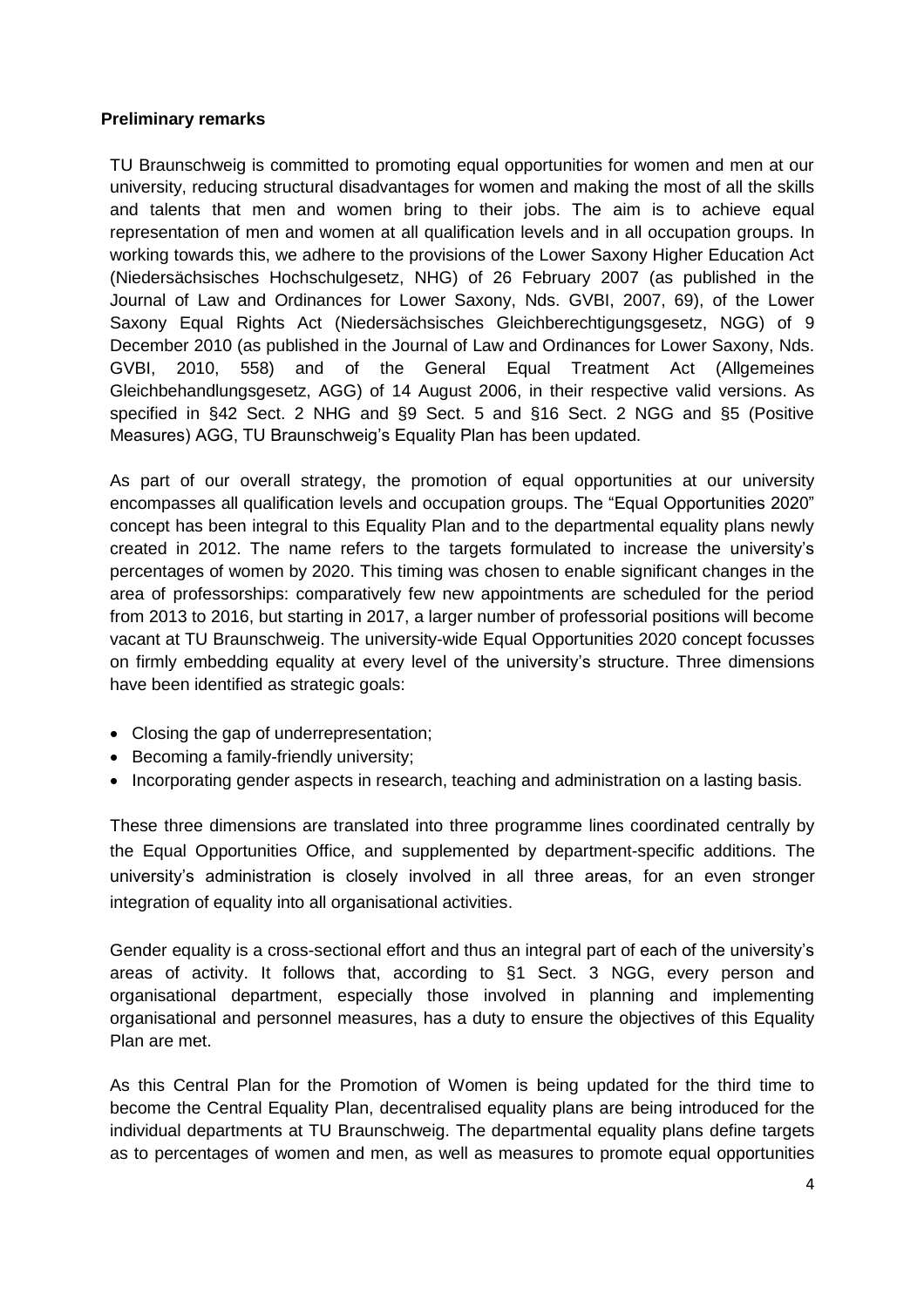**Preliminary remarks**

TU Braunschweig is committed to promoting equal opportunities for women and men at our university, reducing structural disadvantages for women and making the most of all the skills and talents that men and women bring to their jobs. The aim is to achieve equal representation of men and women at all qualification levels and in all occupation groups. In working towards this, we adhere to the provisions of the Lower Saxony Higher Education Act (Niedersächsisches Hochschulgesetz, NHG) of 26 February 2007 (as published in the Journal of Law and Ordinances for Lower Saxony, Nds. GVBI, 2007, 69), of the Lower Saxony Equal Rights Act (Niedersächsisches Gleichberechtigungsgesetz, NGG) of 9 December 2010 (as published in the Journal of Law and Ordinances for Lower Saxony, Nds. GVBI, 2010, 558) and of the General Equal Treatment Act (Allgemeines Gleichbehandlungsgesetz, AGG) of 14 August 2006, in their respective valid versions. As specified in §42 Sect. 2 NHG and §9 Sect. 5 and §16 Sect. 2 NGG and §5 (Positive Measures) AGG, TU Braunschweig's Equality Plan has been updated.

As part of our overall strategy, the promotion of equal opportunities at our university encompasses all qualification levels and occupation groups. The "Equal Opportunities 2020" concept has been integral to this Equality Plan and to the departmental equality plans newly created in 2012. The name refers to the targets formulated to increase the university's percentages of women by 2020. This timing was chosen to enable significant changes in the area of professorships: comparatively few new appointments are scheduled for the period from 2013 to 2016, but starting in 2017, a larger number of professorial positions will become vacant at TU Braunschweig. The university-wide Equal Opportunities 2020 concept focusses on firmly embedding equality at every level of the university's structure. Three dimensions have been identified as strategic goals:

- Closing the gap of underrepresentation;
- Becoming a family-friendly university;
- Incorporating gender aspects in research, teaching and administration on a lasting basis.

These three dimensions are translated into three programme lines coordinated centrally by the Equal Opportunities Office, and supplemented by department-specific additions. The university's administration is closely involved in all three areas, for an even stronger integration of equality into all organisational activities.

Gender equality is a cross-sectional effort and thus an integral part of each of the university's areas of activity. It follows that, according to §1 Sect. 3 NGG, every person and organisational department, especially those involved in planning and implementing organisational and personnel measures, has a duty to ensure the objectives of this Equality Plan are met.

As this Central Plan for the Promotion of Women is being updated for the third time to become the Central Equality Plan, decentralised equality plans are being introduced for the individual departments at TU Braunschweig. The departmental equality plans define targets as to percentages of women and men, as well as measures to promote equal opportunities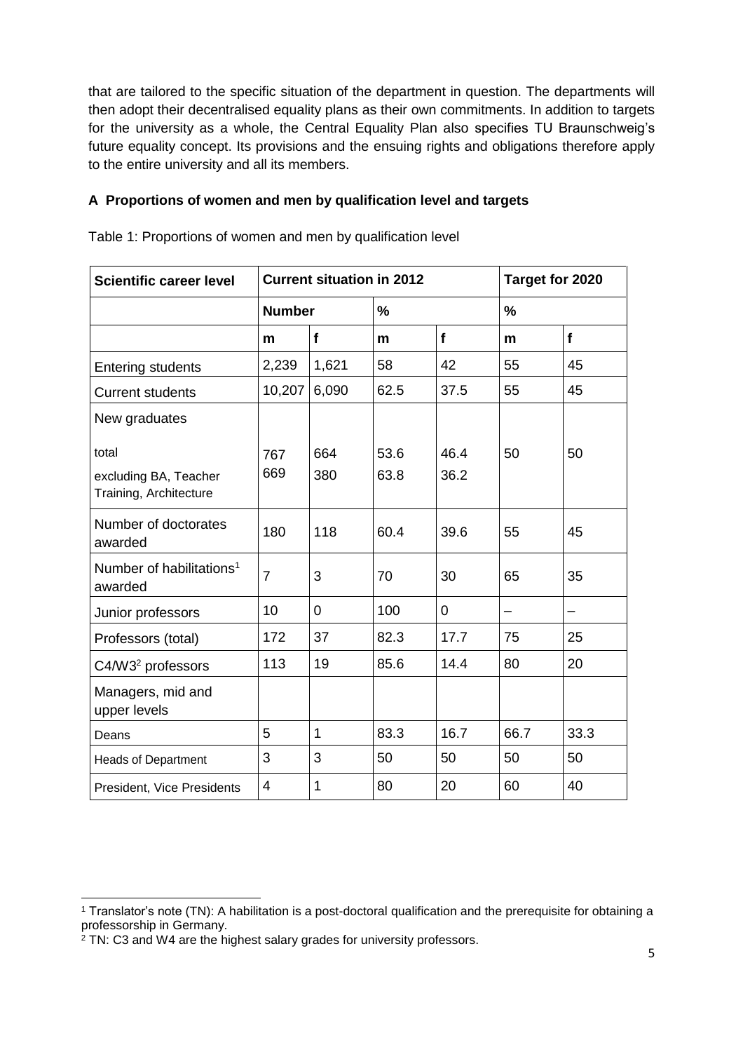that are tailored to the specific situation of the department in question. The departments will then adopt their decentralised equality plans as their own commitments. In addition to targets for the university as a whole, the Central Equality Plan also specifies TU Braunschweig's future equality concept. Its provisions and the ensuing rights and obligations therefore apply to the entire university and all its members.

### A Proportions of women and men by qualification level and targets

Table 1: Proportions of women and men by qualification level

| **Scientific career level** | **Current situation in 2012** | | | | **Target for 2020** | |
|---|---|---|---|---|---|---|
| | **Number** | | **%** | | **%** | |
| | **m** | **f** | **m** | **f** | **m** | **f** |
| Entering students | 2,239 | 1,621 | 58 | 42 | 55 | 45 |
| Current students | 10,207 | 6,090 | 62.5 | 37.5 | 55 | 45 |
| New graduates<br><br>total<br>excluding BA, Teacher Training, Architecture | <br><br>767<br>669 | <br><br>664<br>380 | <br><br>53.6<br>63.8 | <br><br>46.4<br>36.2 | <br><br>50 | <br><br>50 |
| Number of doctorates awarded | 180 | 118 | 60.4 | 39.6 | 55 | 45 |
| Number of habilitations[1] awarded | 7 | 3 | 70 | 30 | 65 | 35 |
| Junior professors | 10 | 0 | 100 | 0 | – | – |
| Professors (total) | 172 | 37 | 82.3 | 17.7 | 75 | 25 |
| C4/W3[2] professors | 113 | 19 | 85.6 | 14.4 | 80 | 20 |
| Managers, mid and upper levels | | | | | | |
| Deans | 5 | 1 | 83.3 | 16.7 | 66.7 | 33.3 |
| Heads of Department | 3 | 3 | 50 | 50 | 50 | 50 |
| President, Vice Presidents | 4 | 1 | 80 | 20 | 60 | 40 |

[1] Translator's note (TN): A habilitation is a post-doctoral qualification and the prerequisite for obtaining a professorship in Germany.

[2] TN: C3 and W4 are the highest salary grades for university professors.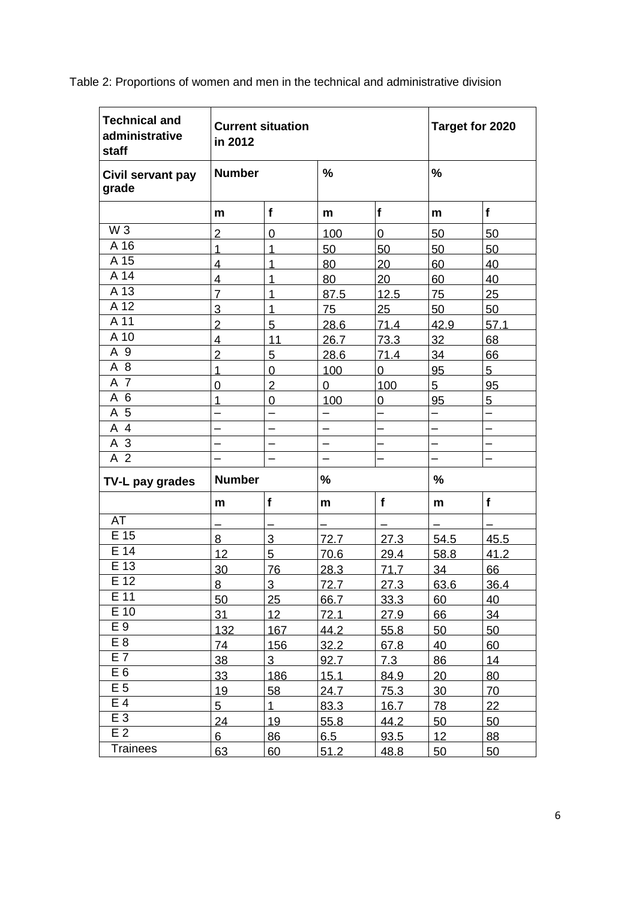Table 2: Proportions of women and men in the technical and administrative division

| Technical and administrative staff | Current situation in 2012 | | | | Target for 2020 | |
|---|---|---|---|---|---|---|
| **Civil servant pay grade** | **Number** | | **%** | | **%** | |
| | **m** | **f** | **m** | **f** | **m** | **f** |
| W 3 | 2 | 0 | 100 | 0 | 50 | 50 |
| A 16 | 1 | 1 | 50 | 50 | 50 | 50 |
| A 15 | 4 | 1 | 80 | 20 | 60 | 40 |
| A 14 | 4 | 1 | 80 | 20 | 60 | 40 |
| A 13 | 7 | 1 | 87.5 | 12.5 | 75 | 25 |
| A 12 | 3 | 1 | 75 | 25 | 50 | 50 |
| A 11 | 2 | 5 | 28.6 | 71.4 | 42.9 | 57.1 |
| A 10 | 4 | 11 | 26.7 | 73.3 | 32 | 68 |
| A 9 | 2 | 5 | 28.6 | 71.4 | 34 | 66 |
| A 8 | 1 | 0 | 100 | 0 | 95 | 5 |
| A 7 | 0 | 2 | 0 | 100 | 5 | 95 |
| A 6 | 1 | 0 | 100 | 0 | 95 | 5 |
| A 5 | – | – | – | – | – | – |
| A 4 | – | – | – | – | – | – |
| A 3 | – | – | – | – | – | – |
| A 2 | – | – | – | – | – | – |
| **TV-L pay grades** | **Number** | | **%** | | **%** | |
| | **m** | **f** | **m** | **f** | **m** | **f** |
| AT | – | – | – | – | – | – |
| E 15 | 8 | 3 | 72.7 | 27.3 | 54.5 | 45.5 |
| E 14 | 12 | 5 | 70.6 | 29.4 | 58.8 | 41.2 |
| E 13 | 30 | 76 | 28.3 | 71,7 | 34 | 66 |
| E 12 | 8 | 3 | 72.7 | 27.3 | 63.6 | 36.4 |
| E 11 | 50 | 25 | 66.7 | 33.3 | 60 | 40 |
| E 10 | 31 | 12 | 72.1 | 27.9 | 66 | 34 |
| E 9 | 132 | 167 | 44.2 | 55.8 | 50 | 50 |
| E 8 | 74 | 156 | 32.2 | 67.8 | 40 | 60 |
| E 7 | 38 | 3 | 92.7 | 7.3 | 86 | 14 |
| E 6 | 33 | 186 | 15.1 | 84.9 | 20 | 80 |
| E 5 | 19 | 58 | 24.7 | 75.3 | 30 | 70 |
| E 4 | 5 | 1 | 83.3 | 16.7 | 78 | 22 |
| E 3 | 24 | 19 | 55.8 | 44.2 | 50 | 50 |
| E 2 | 6 | 86 | 6.5 | 93.5 | 12 | 88 |
| Trainees | 63 | 60 | 51.2 | 48.8 | 50 | 50 |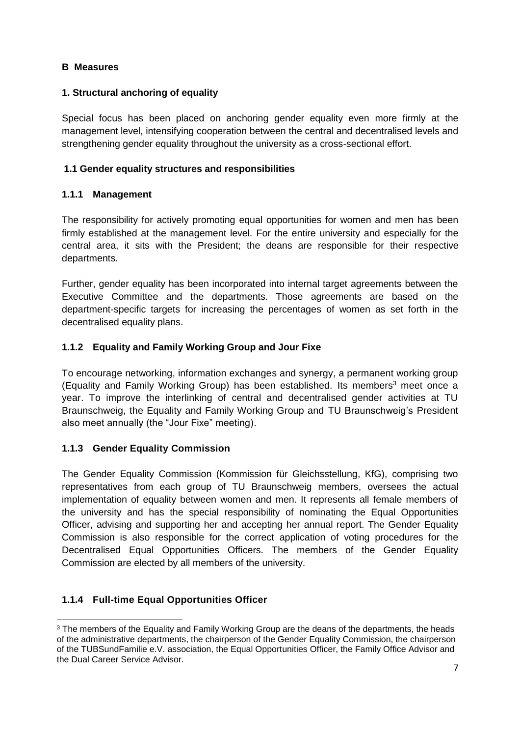## B Measures

### 1. Structural anchoring of equality

Special focus has been placed on anchoring gender equality even more firmly at the management level, intensifying cooperation between the central and decentralised levels and strengthening gender equality throughout the university as a cross-sectional effort.

### 1.1 Gender equality structures and responsibilities

#### 1.1.1 Management

The responsibility for actively promoting equal opportunities for women and men has been firmly established at the management level. For the entire university and especially for the central area, it sits with the President; the deans are responsible for their respective departments.

Further, gender equality has been incorporated into internal target agreements between the Executive Committee and the departments. Those agreements are based on the department-specific targets for increasing the percentages of women as set forth in the decentralised equality plans.

#### 1.1.2 Equality and Family Working Group and Jour Fixe

To encourage networking, information exchanges and synergy, a permanent working group (Equality and Family Working Group) has been established. Its members[3] meet once a year. To improve the interlinking of central and decentralised gender activities at TU Braunschweig, the Equality and Family Working Group and TU Braunschweig's President also meet annually (the "Jour Fixe" meeting).

#### 1.1.3 Gender Equality Commission

The Gender Equality Commission (Kommission für Gleichsstellung, KfG), comprising two representatives from each group of TU Braunschweig members, oversees the actual implementation of equality between women and men. It represents all female members of the university and has the special responsibility of nominating the Equal Opportunities Officer, advising and supporting her and accepting her annual report. The Gender Equality Commission is also responsible for the correct application of voting procedures for the Decentralised Equal Opportunities Officers. The members of the Gender Equality Commission are elected by all members of the university.

#### 1.1.4 Full-time Equal Opportunities Officer

---

[3] The members of the Equality and Family Working Group are the deans of the departments, the heads of the administrative departments, the chairperson of the Gender Equality Commission, the chairperson of the TUBSundFamilie e.V. association, the Equal Opportunities Officer, the Family Office Advisor and the Dual Career Service Advisor.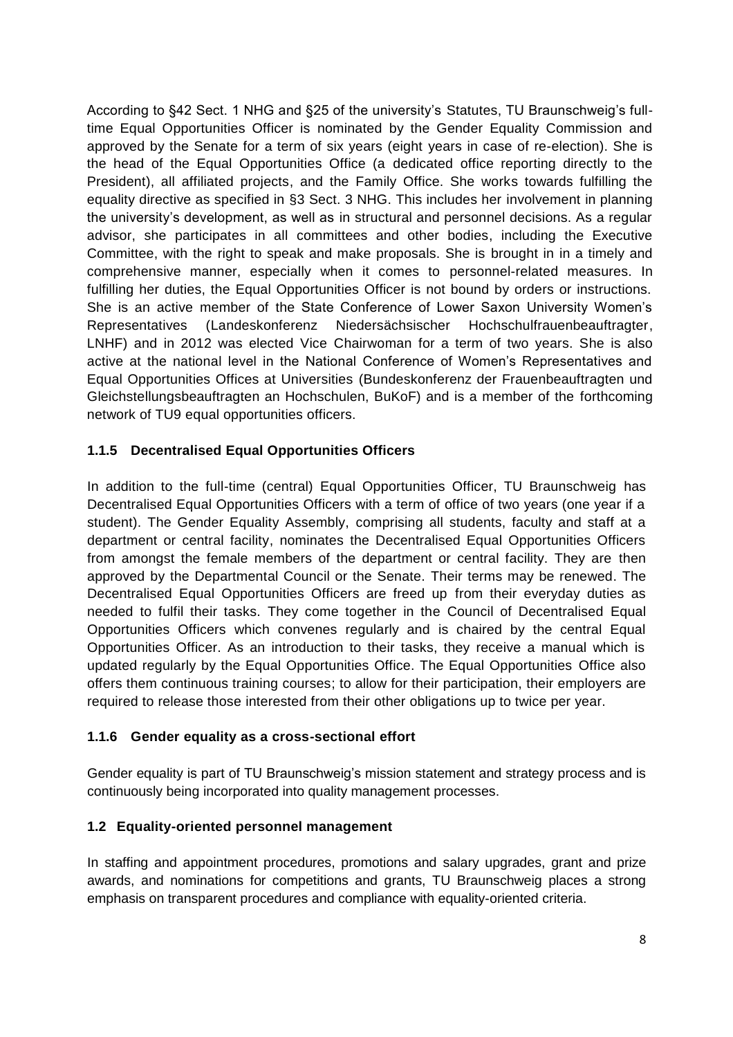According to §42 Sect. 1 NHG and §25 of the university's Statutes, TU Braunschweig's full-time Equal Opportunities Officer is nominated by the Gender Equality Commission and approved by the Senate for a term of six years (eight years in case of re-election). She is the head of the Equal Opportunities Office (a dedicated office reporting directly to the President), all affiliated projects, and the Family Office. She works towards fulfilling the equality directive as specified in §3 Sect. 3 NHG. This includes her involvement in planning the university's development, as well as in structural and personnel decisions. As a regular advisor, she participates in all committees and other bodies, including the Executive Committee, with the right to speak and make proposals. She is brought in in a timely and comprehensive manner, especially when it comes to personnel-related measures. In fulfilling her duties, the Equal Opportunities Officer is not bound by orders or instructions. She is an active member of the State Conference of Lower Saxon University Women's Representatives (Landeskonferenz Niedersächsischer Hochschulfrauenbeauftragter, LNHF) and in 2012 was elected Vice Chairwoman for a term of two years. She is also active at the national level in the National Conference of Women's Representatives and Equal Opportunities Offices at Universities (Bundeskonferenz der Frauenbeauftragten und Gleichstellungsbeauftragten an Hochschulen, BuKoF) and is a member of the forthcoming network of TU9 equal opportunities officers.

### 1.1.5 Decentralised Equal Opportunities Officers

In addition to the full-time (central) Equal Opportunities Officer, TU Braunschweig has Decentralised Equal Opportunities Officers with a term of office of two years (one year if a student). The Gender Equality Assembly, comprising all students, faculty and staff at a department or central facility, nominates the Decentralised Equal Opportunities Officers from amongst the female members of the department or central facility. They are then approved by the Departmental Council or the Senate. Their terms may be renewed. The Decentralised Equal Opportunities Officers are freed up from their everyday duties as needed to fulfil their tasks. They come together in the Council of Decentralised Equal Opportunities Officers which convenes regularly and is chaired by the central Equal Opportunities Officer. As an introduction to their tasks, they receive a manual which is updated regularly by the Equal Opportunities Office. The Equal Opportunities Office also offers them continuous training courses; to allow for their participation, their employers are required to release those interested from their other obligations up to twice per year.

### 1.1.6 Gender equality as a cross-sectional effort

Gender equality is part of TU Braunschweig's mission statement and strategy process and is continuously being incorporated into quality management processes.

## 1.2 Equality-oriented personnel management

In staffing and appointment procedures, promotions and salary upgrades, grant and prize awards, and nominations for competitions and grants, TU Braunschweig places a strong emphasis on transparent procedures and compliance with equality-oriented criteria.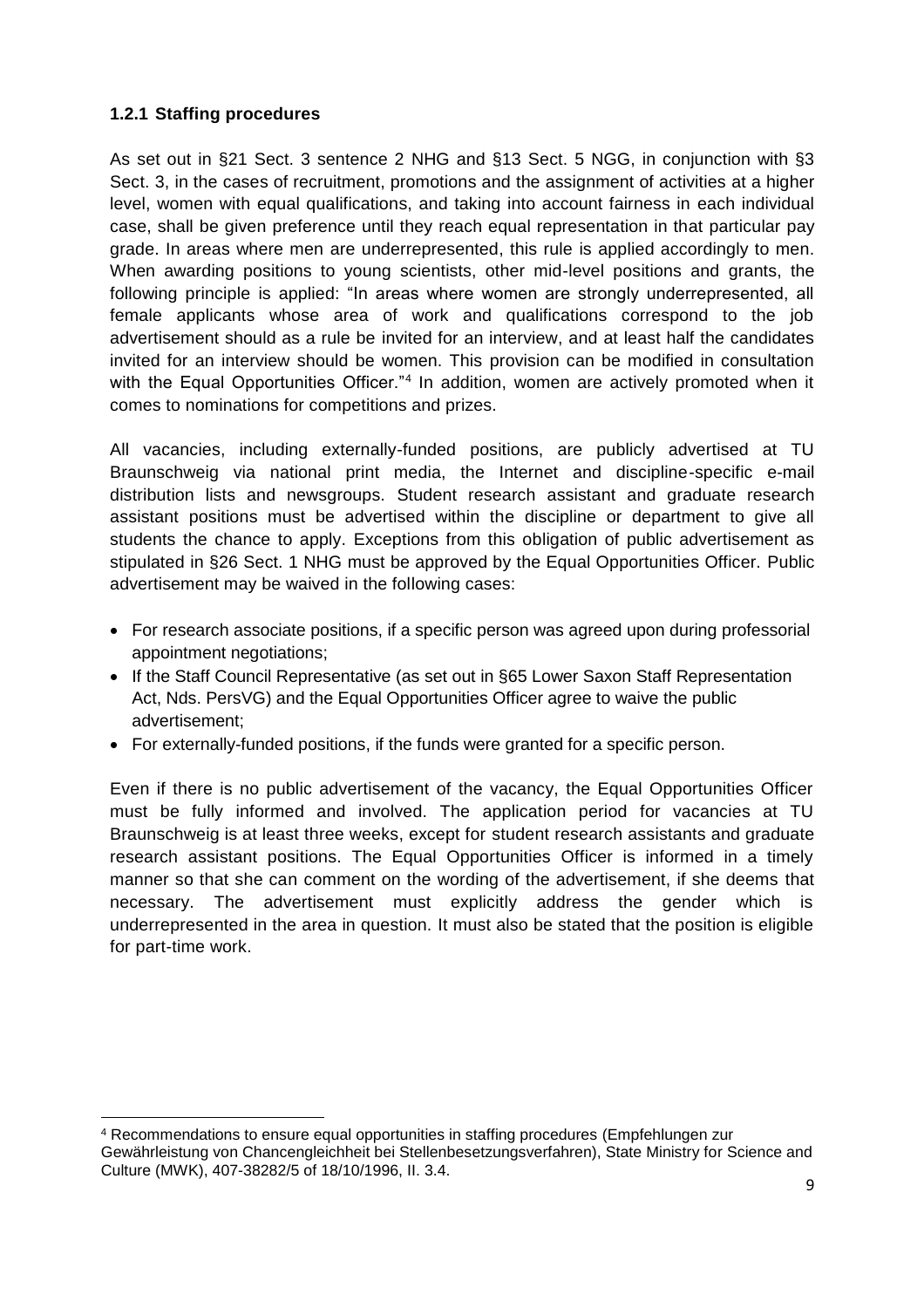### 1.2.1 Staffing procedures

As set out in §21 Sect. 3 sentence 2 NHG and §13 Sect. 5 NGG, in conjunction with §3 Sect. 3, in the cases of recruitment, promotions and the assignment of activities at a higher level, women with equal qualifications, and taking into account fairness in each individual case, shall be given preference until they reach equal representation in that particular pay grade. In areas where men are underrepresented, this rule is applied accordingly to men. When awarding positions to young scientists, other mid-level positions and grants, the following principle is applied: "In areas where women are strongly underrepresented, all female applicants whose area of work and qualifications correspond to the job advertisement should as a rule be invited for an interview, and at least half the candidates invited for an interview should be women. This provision can be modified in consultation with the Equal Opportunities Officer."[4] In addition, women are actively promoted when it comes to nominations for competitions and prizes.

All vacancies, including externally-funded positions, are publicly advertised at TU Braunschweig via national print media, the Internet and discipline-specific e-mail distribution lists and newsgroups. Student research assistant and graduate research assistant positions must be advertised within the discipline or department to give all students the chance to apply. Exceptions from this obligation of public advertisement as stipulated in §26 Sect. 1 NHG must be approved by the Equal Opportunities Officer. Public advertisement may be waived in the following cases:

- For research associate positions, if a specific person was agreed upon during professorial appointment negotiations;
- If the Staff Council Representative (as set out in §65 Lower Saxon Staff Representation Act, Nds. PersVG) and the Equal Opportunities Officer agree to waive the public advertisement;
- For externally-funded positions, if the funds were granted for a specific person.

Even if there is no public advertisement of the vacancy, the Equal Opportunities Officer must be fully informed and involved. The application period for vacancies at TU Braunschweig is at least three weeks, except for student research assistants and graduate research assistant positions. The Equal Opportunities Officer is informed in a timely manner so that she can comment on the wording of the advertisement, if she deems that necessary. The advertisement must explicitly address the gender which is underrepresented in the area in question. It must also be stated that the position is eligible for part-time work.

---

[4] Recommendations to ensure equal opportunities in staffing procedures (Empfehlungen zur Gewährleistung von Chancengleichheit bei Stellenbesetzungsverfahren), State Ministry for Science and Culture (MWK), 407-38282/5 of 18/10/1996, II. 3.4.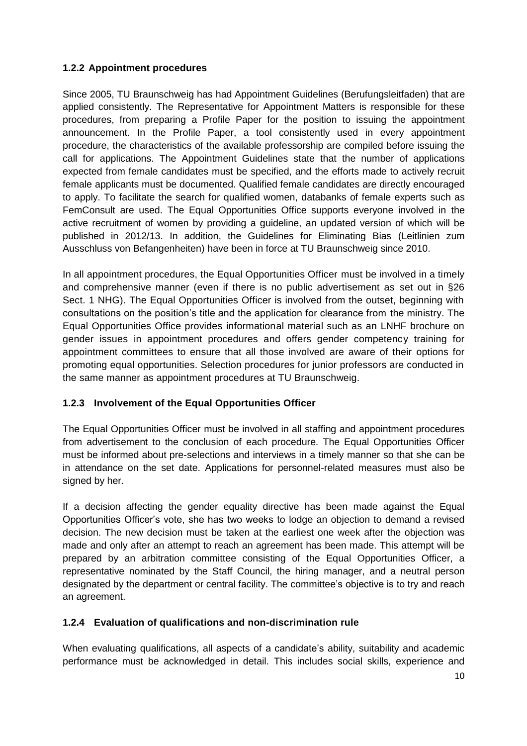### 1.2.2 Appointment procedures

Since 2005, TU Braunschweig has had Appointment Guidelines (Berufungsleitfaden) that are applied consistently. The Representative for Appointment Matters is responsible for these procedures, from preparing a Profile Paper for the position to issuing the appointment announcement. In the Profile Paper, a tool consistently used in every appointment procedure, the characteristics of the available professorship are compiled before issuing the call for applications. The Appointment Guidelines state that the number of applications expected from female candidates must be specified, and the efforts made to actively recruit female applicants must be documented. Qualified female candidates are directly encouraged to apply. To facilitate the search for qualified women, databanks of female experts such as FemConsult are used. The Equal Opportunities Office supports everyone involved in the active recruitment of women by providing a guideline, an updated version of which will be published in 2012/13. In addition, the Guidelines for Eliminating Bias (Leitlinien zum Ausschluss von Befangenheiten) have been in force at TU Braunschweig since 2010.

In all appointment procedures, the Equal Opportunities Officer must be involved in a timely and comprehensive manner (even if there is no public advertisement as set out in §26 Sect. 1 NHG). The Equal Opportunities Officer is involved from the outset, beginning with consultations on the position's title and the application for clearance from the ministry. The Equal Opportunities Office provides informational material such as an LNHF brochure on gender issues in appointment procedures and offers gender competency training for appointment committees to ensure that all those involved are aware of their options for promoting equal opportunities. Selection procedures for junior professors are conducted in the same manner as appointment procedures at TU Braunschweig.

### 1.2.3 Involvement of the Equal Opportunities Officer

The Equal Opportunities Officer must be involved in all staffing and appointment procedures from advertisement to the conclusion of each procedure. The Equal Opportunities Officer must be informed about pre-selections and interviews in a timely manner so that she can be in attendance on the set date. Applications for personnel-related measures must also be signed by her.

If a decision affecting the gender equality directive has been made against the Equal Opportunities Officer's vote, she has two weeks to lodge an objection to demand a revised decision. The new decision must be taken at the earliest one week after the objection was made and only after an attempt to reach an agreement has been made. This attempt will be prepared by an arbitration committee consisting of the Equal Opportunities Officer, a representative nominated by the Staff Council, the hiring manager, and a neutral person designated by the department or central facility. The committee's objective is to try and reach an agreement.

### 1.2.4 Evaluation of qualifications and non-discrimination rule

When evaluating qualifications, all aspects of a candidate's ability, suitability and academic performance must be acknowledged in detail. This includes social skills, experience and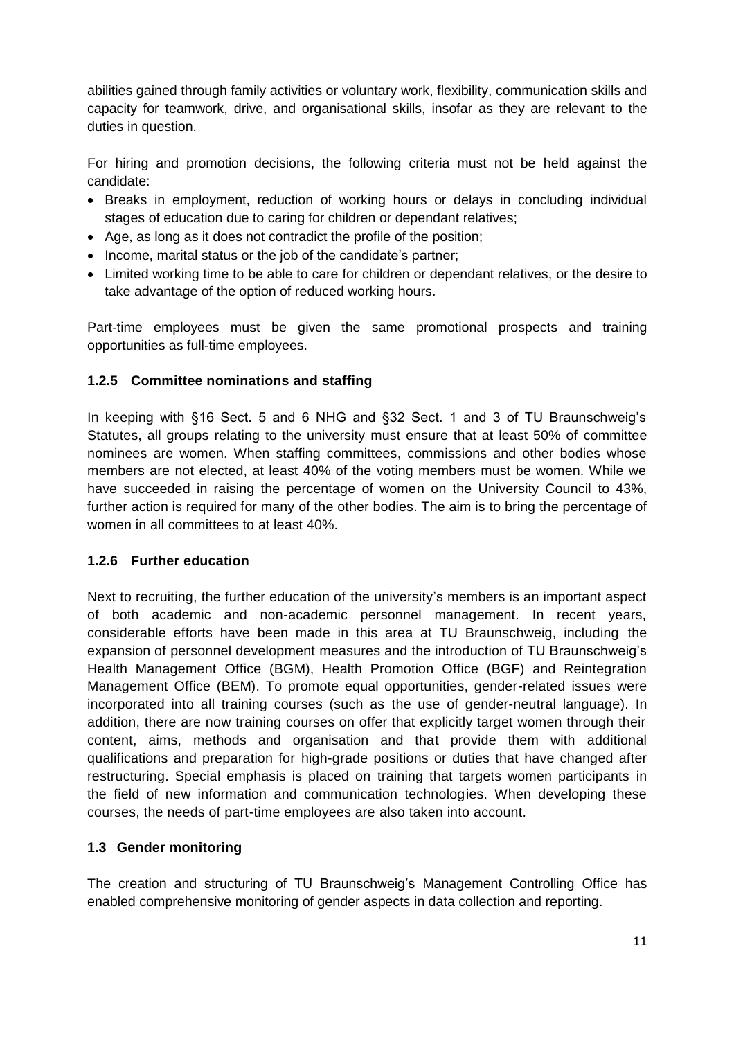abilities gained through family activities or voluntary work, flexibility, communication skills and capacity for teamwork, drive, and organisational skills, insofar as they are relevant to the duties in question.

For hiring and promotion decisions, the following criteria must not be held against the candidate:

- Breaks in employment, reduction of working hours or delays in concluding individual stages of education due to caring for children or dependant relatives;
- Age, as long as it does not contradict the profile of the position;
- Income, marital status or the job of the candidate's partner;
- Limited working time to be able to care for children or dependant relatives, or the desire to take advantage of the option of reduced working hours.

Part-time employees must be given the same promotional prospects and training opportunities as full-time employees.

#### 1.2.5 Committee nominations and staffing

In keeping with §16 Sect. 5 and 6 NHG and §32 Sect. 1 and 3 of TU Braunschweig's Statutes, all groups relating to the university must ensure that at least 50% of committee nominees are women. When staffing committees, commissions and other bodies whose members are not elected, at least 40% of the voting members must be women. While we have succeeded in raising the percentage of women on the University Council to 43%, further action is required for many of the other bodies. The aim is to bring the percentage of women in all committees to at least 40%.

#### 1.2.6 Further education

Next to recruiting, the further education of the university's members is an important aspect of both academic and non-academic personnel management. In recent years, considerable efforts have been made in this area at TU Braunschweig, including the expansion of personnel development measures and the introduction of TU Braunschweig's Health Management Office (BGM), Health Promotion Office (BGF) and Reintegration Management Office (BEM). To promote equal opportunities, gender-related issues were incorporated into all training courses (such as the use of gender-neutral language). In addition, there are now training courses on offer that explicitly target women through their content, aims, methods and organisation and that provide them with additional qualifications and preparation for high-grade positions or duties that have changed after restructuring. Special emphasis is placed on training that targets women participants in the field of new information and communication technologies. When developing these courses, the needs of part-time employees are also taken into account.

### 1.3 Gender monitoring

The creation and structuring of TU Braunschweig's Management Controlling Office has enabled comprehensive monitoring of gender aspects in data collection and reporting.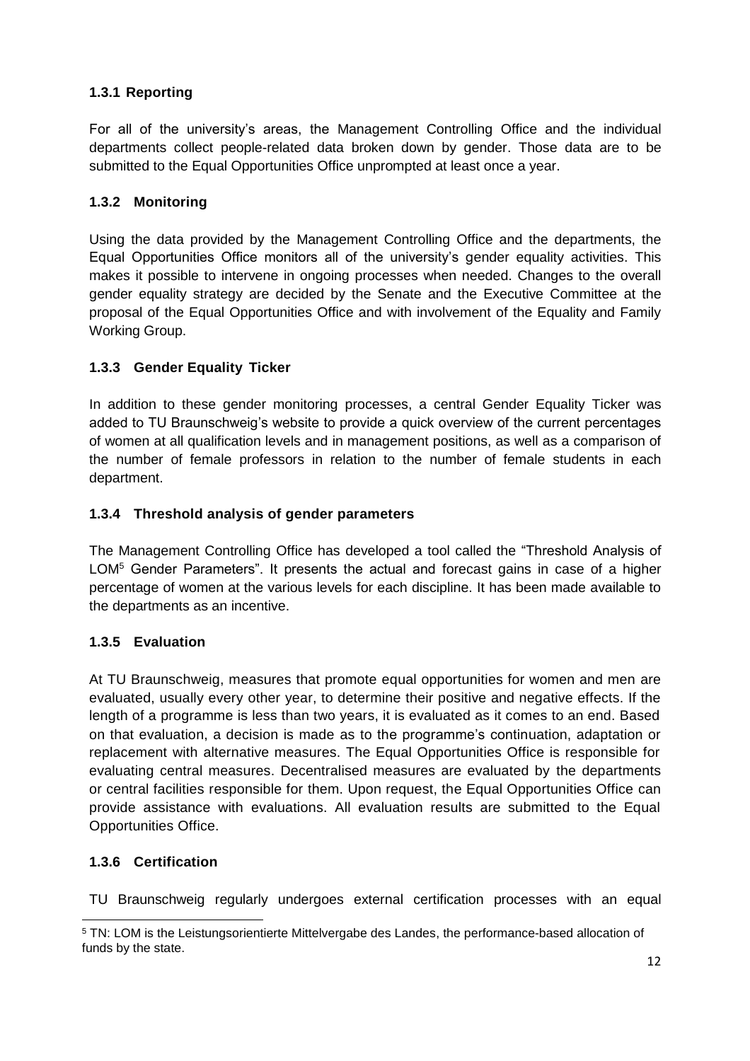### 1.3.1 Reporting

For all of the university's areas, the Management Controlling Office and the individual departments collect people-related data broken down by gender. Those data are to be submitted to the Equal Opportunities Office unprompted at least once a year.

### 1.3.2 Monitoring

Using the data provided by the Management Controlling Office and the departments, the Equal Opportunities Office monitors all of the university's gender equality activities. This makes it possible to intervene in ongoing processes when needed. Changes to the overall gender equality strategy are decided by the Senate and the Executive Committee at the proposal of the Equal Opportunities Office and with involvement of the Equality and Family Working Group.

### 1.3.3 Gender Equality Ticker

In addition to these gender monitoring processes, a central Gender Equality Ticker was added to TU Braunschweig's website to provide a quick overview of the current percentages of women at all qualification levels and in management positions, as well as a comparison of the number of female professors in relation to the number of female students in each department.

### 1.3.4 Threshold analysis of gender parameters

The Management Controlling Office has developed a tool called the "Threshold Analysis of LOM[5] Gender Parameters". It presents the actual and forecast gains in case of a higher percentage of women at the various levels for each discipline. It has been made available to the departments as an incentive.

### 1.3.5 Evaluation

At TU Braunschweig, measures that promote equal opportunities for women and men are evaluated, usually every other year, to determine their positive and negative effects. If the length of a programme is less than two years, it is evaluated as it comes to an end. Based on that evaluation, a decision is made as to the programme's continuation, adaptation or replacement with alternative measures. The Equal Opportunities Office is responsible for evaluating central measures. Decentralised measures are evaluated by the departments or central facilities responsible for them. Upon request, the Equal Opportunities Office can provide assistance with evaluations. All evaluation results are submitted to the Equal Opportunities Office.

### 1.3.6 Certification

TU Braunschweig regularly undergoes external certification processes with an equal

[5] TN: LOM is the Leistungsorientierte Mittelvergabe des Landes, the performance-based allocation of funds by the state.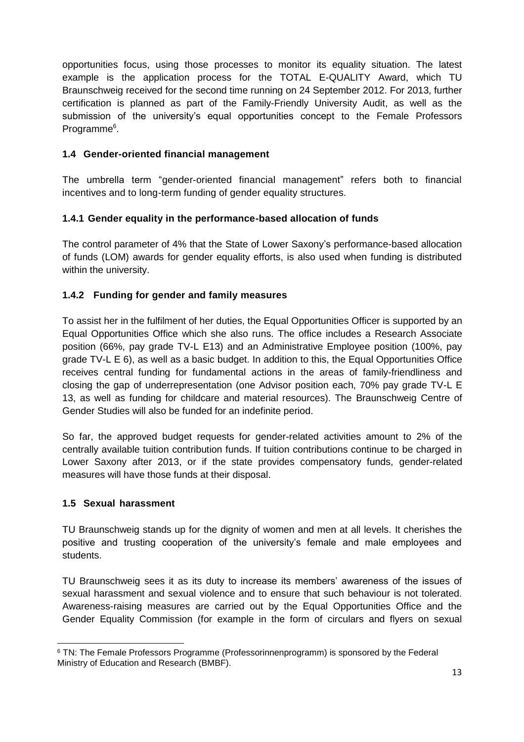opportunities focus, using those processes to monitor its equality situation. The latest example is the application process for the TOTAL E-QUALITY Award, which TU Braunschweig received for the second time running on 24 September 2012. For 2013, further certification is planned as part of the Family-Friendly University Audit, as well as the submission of the university's equal opportunities concept to the Female Professors Programme[6].

### 1.4 Gender-oriented financial management

The umbrella term "gender-oriented financial management" refers both to financial incentives and to long-term funding of gender equality structures.

#### 1.4.1 Gender equality in the performance-based allocation of funds

The control parameter of 4% that the State of Lower Saxony's performance-based allocation of funds (LOM) awards for gender equality efforts, is also used when funding is distributed within the university.

#### 1.4.2 Funding for gender and family measures

To assist her in the fulfilment of her duties, the Equal Opportunities Officer is supported by an Equal Opportunities Office which she also runs. The office includes a Research Associate position (66%, pay grade TV-L E13) and an Administrative Employee position (100%, pay grade TV-L E 6), as well as a basic budget. In addition to this, the Equal Opportunities Office receives central funding for fundamental actions in the areas of family-friendliness and closing the gap of underrepresentation (one Advisor position each, 70% pay grade TV-L E 13, as well as funding for childcare and material resources). The Braunschweig Centre of Gender Studies will also be funded for an indefinite period.

So far, the approved budget requests for gender-related activities amount to 2% of the centrally available tuition contribution funds. If tuition contributions continue to be charged in Lower Saxony after 2013, or if the state provides compensatory funds, gender-related measures will have those funds at their disposal.

### 1.5 Sexual harassment

TU Braunschweig stands up for the dignity of women and men at all levels. It cherishes the positive and trusting cooperation of the university's female and male employees and students.

TU Braunschweig sees it as its duty to increase its members' awareness of the issues of sexual harassment and sexual violence and to ensure that such behaviour is not tolerated. Awareness-raising measures are carried out by the Equal Opportunities Office and the Gender Equality Commission (for example in the form of circulars and flyers on sexual

---

[6] TN: The Female Professors Programme (Professorinnenprogramm) is sponsored by the Federal Ministry of Education and Research (BMBF).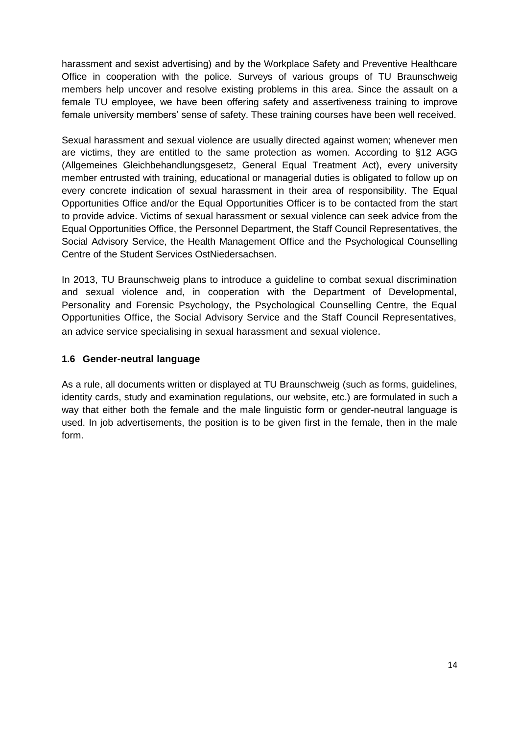harassment and sexist advertising) and by the Workplace Safety and Preventive Healthcare Office in cooperation with the police. Surveys of various groups of TU Braunschweig members help uncover and resolve existing problems in this area. Since the assault on a female TU employee, we have been offering safety and assertiveness training to improve female university members' sense of safety. These training courses have been well received.

Sexual harassment and sexual violence are usually directed against women; whenever men are victims, they are entitled to the same protection as women. According to §12 AGG (Allgemeines Gleichbehandlungsgesetz, General Equal Treatment Act), every university member entrusted with training, educational or managerial duties is obligated to follow up on every concrete indication of sexual harassment in their area of responsibility. The Equal Opportunities Office and/or the Equal Opportunities Officer is to be contacted from the start to provide advice. Victims of sexual harassment or sexual violence can seek advice from the Equal Opportunities Office, the Personnel Department, the Staff Council Representatives, the Social Advisory Service, the Health Management Office and the Psychological Counselling Centre of the Student Services OstNiedersachsen.

In 2013, TU Braunschweig plans to introduce a guideline to combat sexual discrimination and sexual violence and, in cooperation with the Department of Developmental, Personality and Forensic Psychology, the Psychological Counselling Centre, the Equal Opportunities Office, the Social Advisory Service and the Staff Council Representatives, an advice service specialising in sexual harassment and sexual violence.

### 1.6 Gender-neutral language

As a rule, all documents written or displayed at TU Braunschweig (such as forms, guidelines, identity cards, study and examination regulations, our website, etc.) are formulated in such a way that either both the female and the male linguistic form or gender-neutral language is used. In job advertisements, the position is to be given first in the female, then in the male form.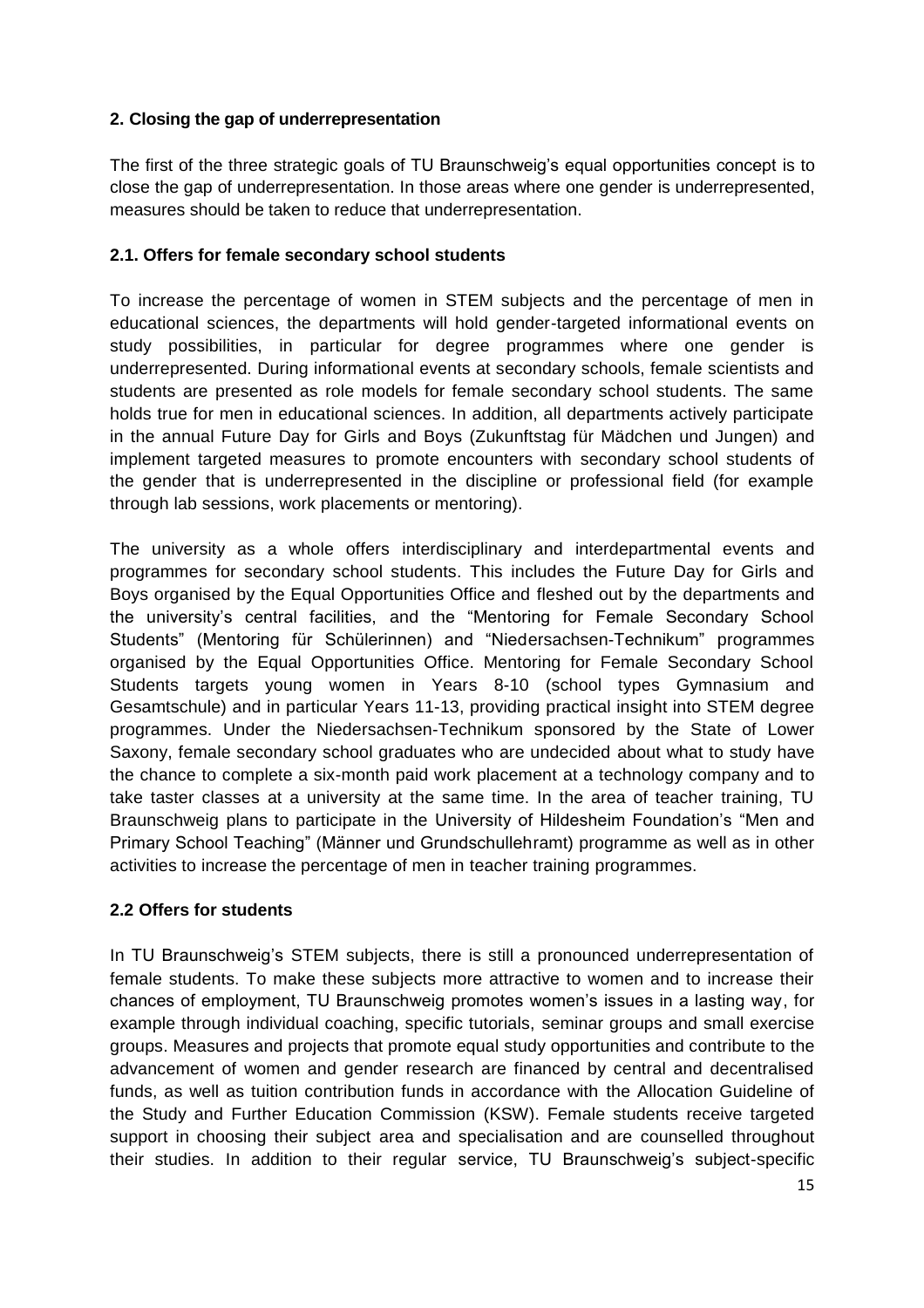## 2. Closing the gap of underrepresentation

The first of the three strategic goals of TU Braunschweig's equal opportunities concept is to close the gap of underrepresentation. In those areas where one gender is underrepresented, measures should be taken to reduce that underrepresentation.

### 2.1. Offers for female secondary school students

To increase the percentage of women in STEM subjects and the percentage of men in educational sciences, the departments will hold gender-targeted informational events on study possibilities, in particular for degree programmes where one gender is underrepresented. During informational events at secondary schools, female scientists and students are presented as role models for female secondary school students. The same holds true for men in educational sciences. In addition, all departments actively participate in the annual Future Day for Girls and Boys (Zukunftstag für Mädchen und Jungen) and implement targeted measures to promote encounters with secondary school students of the gender that is underrepresented in the discipline or professional field (for example through lab sessions, work placements or mentoring).

The university as a whole offers interdisciplinary and interdepartmental events and programmes for secondary school students. This includes the Future Day for Girls and Boys organised by the Equal Opportunities Office and fleshed out by the departments and the university's central facilities, and the "Mentoring for Female Secondary School Students" (Mentoring für Schülerinnen) and "Niedersachsen-Technikum" programmes organised by the Equal Opportunities Office. Mentoring for Female Secondary School Students targets young women in Years 8-10 (school types Gymnasium and Gesamtschule) and in particular Years 11-13, providing practical insight into STEM degree programmes. Under the Niedersachsen-Technikum sponsored by the State of Lower Saxony, female secondary school graduates who are undecided about what to study have the chance to complete a six-month paid work placement at a technology company and to take taster classes at a university at the same time. In the area of teacher training, TU Braunschweig plans to participate in the University of Hildesheim Foundation's "Men and Primary School Teaching" (Männer und Grundschullehramt) programme as well as in other activities to increase the percentage of men in teacher training programmes.

### 2.2 Offers for students

In TU Braunschweig's STEM subjects, there is still a pronounced underrepresentation of female students. To make these subjects more attractive to women and to increase their chances of employment, TU Braunschweig promotes women's issues in a lasting way, for example through individual coaching, specific tutorials, seminar groups and small exercise groups. Measures and projects that promote equal study opportunities and contribute to the advancement of women and gender research are financed by central and decentralised funds, as well as tuition contribution funds in accordance with the Allocation Guideline of the Study and Further Education Commission (KSW). Female students receive targeted support in choosing their subject area and specialisation and are counselled throughout their studies. In addition to their regular service, TU Braunschweig's subject-specific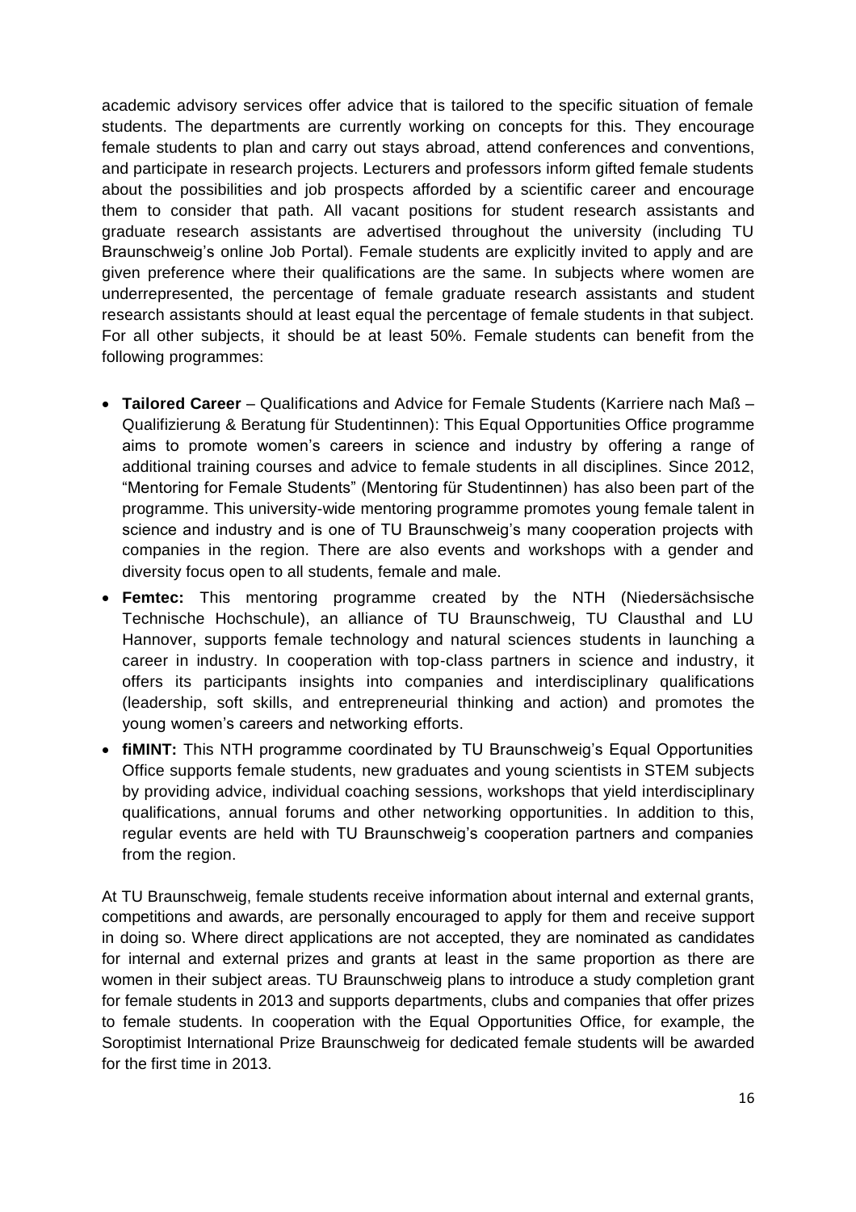academic advisory services offer advice that is tailored to the specific situation of female students. The departments are currently working on concepts for this. They encourage female students to plan and carry out stays abroad, attend conferences and conventions, and participate in research projects. Lecturers and professors inform gifted female students about the possibilities and job prospects afforded by a scientific career and encourage them to consider that path. All vacant positions for student research assistants and graduate research assistants are advertised throughout the university (including TU Braunschweig's online Job Portal). Female students are explicitly invited to apply and are given preference where their qualifications are the same. In subjects where women are underrepresented, the percentage of female graduate research assistants and student research assistants should at least equal the percentage of female students in that subject. For all other subjects, it should be at least 50%. Female students can benefit from the following programmes:

- **Tailored Career** – Qualifications and Advice for Female Students (Karriere nach Maß – Qualifizierung & Beratung für Studentinnen): This Equal Opportunities Office programme aims to promote women's careers in science and industry by offering a range of additional training courses and advice to female students in all disciplines. Since 2012, "Mentoring for Female Students" (Mentoring für Studentinnen) has also been part of the programme. This university-wide mentoring programme promotes young female talent in science and industry and is one of TU Braunschweig's many cooperation projects with companies in the region. There are also events and workshops with a gender and diversity focus open to all students, female and male.
- **Femtec:** This mentoring programme created by the NTH (Niedersächsische Technische Hochschule), an alliance of TU Braunschweig, TU Clausthal and LU Hannover, supports female technology and natural sciences students in launching a career in industry. In cooperation with top-class partners in science and industry, it offers its participants insights into companies and interdisciplinary qualifications (leadership, soft skills, and entrepreneurial thinking and action) and promotes the young women's careers and networking efforts.
- **fiMINT:** This NTH programme coordinated by TU Braunschweig's Equal Opportunities Office supports female students, new graduates and young scientists in STEM subjects by providing advice, individual coaching sessions, workshops that yield interdisciplinary qualifications, annual forums and other networking opportunities. In addition to this, regular events are held with TU Braunschweig's cooperation partners and companies from the region.

At TU Braunschweig, female students receive information about internal and external grants, competitions and awards, are personally encouraged to apply for them and receive support in doing so. Where direct applications are not accepted, they are nominated as candidates for internal and external prizes and grants at least in the same proportion as there are women in their subject areas. TU Braunschweig plans to introduce a study completion grant for female students in 2013 and supports departments, clubs and companies that offer prizes to female students. In cooperation with the Equal Opportunities Office, for example, the Soroptimist International Prize Braunschweig for dedicated female students will be awarded for the first time in 2013.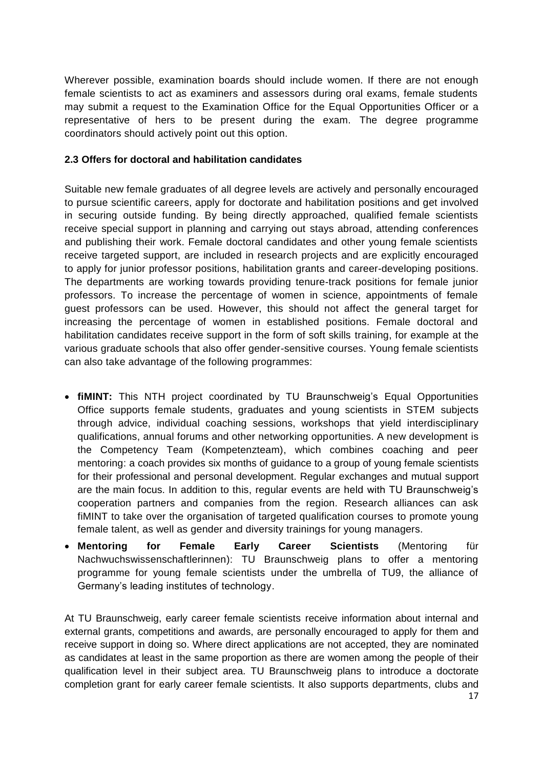Wherever possible, examination boards should include women. If there are not enough female scientists to act as examiners and assessors during oral exams, female students may submit a request to the Examination Office for the Equal Opportunities Officer or a representative of hers to be present during the exam. The degree programme coordinators should actively point out this option.

### 2.3 Offers for doctoral and habilitation candidates

Suitable new female graduates of all degree levels are actively and personally encouraged to pursue scientific careers, apply for doctorate and habilitation positions and get involved in securing outside funding. By being directly approached, qualified female scientists receive special support in planning and carrying out stays abroad, attending conferences and publishing their work. Female doctoral candidates and other young female scientists receive targeted support, are included in research projects and are explicitly encouraged to apply for junior professor positions, habilitation grants and career-developing positions. The departments are working towards providing tenure-track positions for female junior professors. To increase the percentage of women in science, appointments of female guest professors can be used. However, this should not affect the general target for increasing the percentage of women in established positions. Female doctoral and habilitation candidates receive support in the form of soft skills training, for example at the various graduate schools that also offer gender-sensitive courses. Young female scientists can also take advantage of the following programmes:

- **fiMINT:** This NTH project coordinated by TU Braunschweig's Equal Opportunities Office supports female students, graduates and young scientists in STEM subjects through advice, individual coaching sessions, workshops that yield interdisciplinary qualifications, annual forums and other networking opportunities. A new development is the Competency Team (Kompetenzteam), which combines coaching and peer mentoring: a coach provides six months of guidance to a group of young female scientists for their professional and personal development. Regular exchanges and mutual support are the main focus. In addition to this, regular events are held with TU Braunschweig's cooperation partners and companies from the region. Research alliances can ask fiMINT to take over the organisation of targeted qualification courses to promote young female talent, as well as gender and diversity trainings for young managers.
- **Mentoring for Female Early Career Scientists** (Mentoring für Nachwuchswissenschaftlerinnen): TU Braunschweig plans to offer a mentoring programme for young female scientists under the umbrella of TU9, the alliance of Germany's leading institutes of technology.

At TU Braunschweig, early career female scientists receive information about internal and external grants, competitions and awards, are personally encouraged to apply for them and receive support in doing so. Where direct applications are not accepted, they are nominated as candidates at least in the same proportion as there are women among the people of their qualification level in their subject area. TU Braunschweig plans to introduce a doctorate completion grant for early career female scientists. It also supports departments, clubs and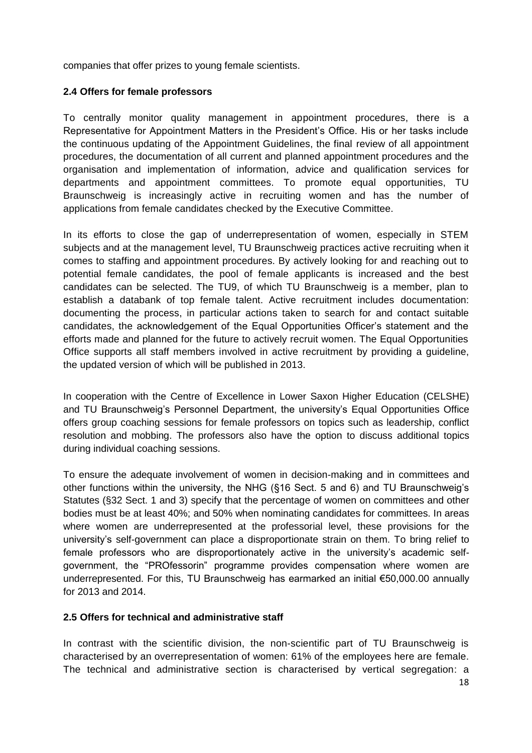companies that offer prizes to young female scientists.

### 2.4 Offers for female professors

To centrally monitor quality management in appointment procedures, there is a Representative for Appointment Matters in the President's Office. His or her tasks include the continuous updating of the Appointment Guidelines, the final review of all appointment procedures, the documentation of all current and planned appointment procedures and the organisation and implementation of information, advice and qualification services for departments and appointment committees. To promote equal opportunities, TU Braunschweig is increasingly active in recruiting women and has the number of applications from female candidates checked by the Executive Committee.

In its efforts to close the gap of underrepresentation of women, especially in STEM subjects and at the management level, TU Braunschweig practices active recruiting when it comes to staffing and appointment procedures. By actively looking for and reaching out to potential female candidates, the pool of female applicants is increased and the best candidates can be selected. The TU9, of which TU Braunschweig is a member, plan to establish a databank of top female talent. Active recruitment includes documentation: documenting the process, in particular actions taken to search for and contact suitable candidates, the acknowledgement of the Equal Opportunities Officer's statement and the efforts made and planned for the future to actively recruit women. The Equal Opportunities Office supports all staff members involved in active recruitment by providing a guideline, the updated version of which will be published in 2013.

In cooperation with the Centre of Excellence in Lower Saxon Higher Education (CELSHE) and TU Braunschweig's Personnel Department, the university's Equal Opportunities Office offers group coaching sessions for female professors on topics such as leadership, conflict resolution and mobbing. The professors also have the option to discuss additional topics during individual coaching sessions.

To ensure the adequate involvement of women in decision-making and in committees and other functions within the university, the NHG (§16 Sect. 5 and 6) and TU Braunschweig's Statutes (§32 Sect. 1 and 3) specify that the percentage of women on committees and other bodies must be at least 40%; and 50% when nominating candidates for committees. In areas where women are underrepresented at the professorial level, these provisions for the university's self-government can place a disproportionate strain on them. To bring relief to female professors who are disproportionately active in the university's academic self-government, the "PROfessorin" programme provides compensation where women are underrepresented. For this, TU Braunschweig has earmarked an initial €50,000.00 annually for 2013 and 2014.

### 2.5 Offers for technical and administrative staff

In contrast with the scientific division, the non-scientific part of TU Braunschweig is characterised by an overrepresentation of women: 61% of the employees here are female. The technical and administrative section is characterised by vertical segregation: a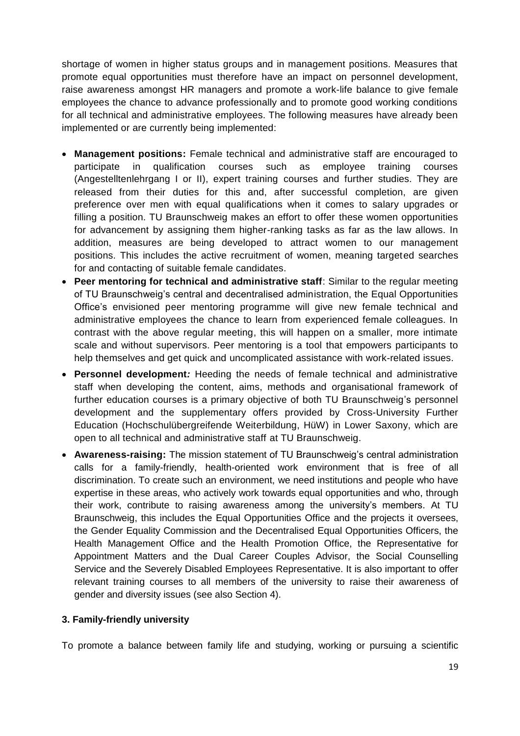shortage of women in higher status groups and in management positions. Measures that promote equal opportunities must therefore have an impact on personnel development, raise awareness amongst HR managers and promote a work-life balance to give female employees the chance to advance professionally and to promote good working conditions for all technical and administrative employees. The following measures have already been implemented or are currently being implemented:

- **Management positions:** Female technical and administrative staff are encouraged to participate in qualification courses such as employee training courses (Angestelltenlehrgang I or II), expert training courses and further studies. They are released from their duties for this and, after successful completion, are given preference over men with equal qualifications when it comes to salary upgrades or filling a position. TU Braunschweig makes an effort to offer these women opportunities for advancement by assigning them higher-ranking tasks as far as the law allows. In addition, measures are being developed to attract women to our management positions. This includes the active recruitment of women, meaning targeted searches for and contacting of suitable female candidates.
- **Peer mentoring for technical and administrative staff**: Similar to the regular meeting of TU Braunschweig's central and decentralised administration, the Equal Opportunities Office's envisioned peer mentoring programme will give new female technical and administrative employees the chance to learn from experienced female colleagues. In contrast with the above regular meeting, this will happen on a smaller, more intimate scale and without supervisors. Peer mentoring is a tool that empowers participants to help themselves and get quick and uncomplicated assistance with work-related issues.
- **Personnel development***:* Heeding the needs of female technical and administrative staff when developing the content, aims, methods and organisational framework of further education courses is a primary objective of both TU Braunschweig's personnel development and the supplementary offers provided by Cross-University Further Education (Hochschulübergreifende Weiterbildung, HüW) in Lower Saxony, which are open to all technical and administrative staff at TU Braunschweig.
- **Awareness-raising:** The mission statement of TU Braunschweig's central administration calls for a family-friendly, health-oriented work environment that is free of all discrimination. To create such an environment, we need institutions and people who have expertise in these areas, who actively work towards equal opportunities and who, through their work, contribute to raising awareness among the university's members. At TU Braunschweig, this includes the Equal Opportunities Office and the projects it oversees, the Gender Equality Commission and the Decentralised Equal Opportunities Officers, the Health Management Office and the Health Promotion Office, the Representative for Appointment Matters and the Dual Career Couples Advisor, the Social Counselling Service and the Severely Disabled Employees Representative. It is also important to offer relevant training courses to all members of the university to raise their awareness of gender and diversity issues (see also Section 4).

### 3. Family-friendly university

To promote a balance between family life and studying, working or pursuing a scientific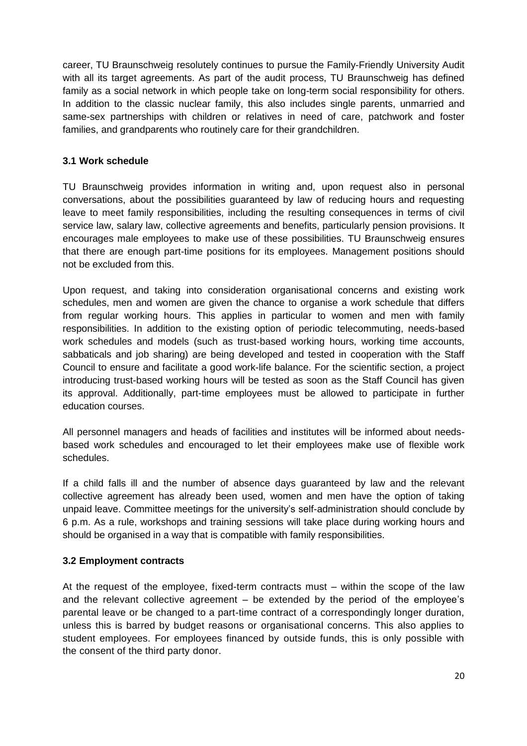career, TU Braunschweig resolutely continues to pursue the Family-Friendly University Audit with all its target agreements. As part of the audit process, TU Braunschweig has defined family as a social network in which people take on long-term social responsibility for others. In addition to the classic nuclear family, this also includes single parents, unmarried and same-sex partnerships with children or relatives in need of care, patchwork and foster families, and grandparents who routinely care for their grandchildren.

### 3.1 Work schedule

TU Braunschweig provides information in writing and, upon request also in personal conversations, about the possibilities guaranteed by law of reducing hours and requesting leave to meet family responsibilities, including the resulting consequences in terms of civil service law, salary law, collective agreements and benefits, particularly pension provisions. It encourages male employees to make use of these possibilities. TU Braunschweig ensures that there are enough part-time positions for its employees. Management positions should not be excluded from this.

Upon request, and taking into consideration organisational concerns and existing work schedules, men and women are given the chance to organise a work schedule that differs from regular working hours. This applies in particular to women and men with family responsibilities. In addition to the existing option of periodic telecommuting, needs-based work schedules and models (such as trust-based working hours, working time accounts, sabbaticals and job sharing) are being developed and tested in cooperation with the Staff Council to ensure and facilitate a good work-life balance. For the scientific section, a project introducing trust-based working hours will be tested as soon as the Staff Council has given its approval. Additionally, part-time employees must be allowed to participate in further education courses.

All personnel managers and heads of facilities and institutes will be informed about needs-based work schedules and encouraged to let their employees make use of flexible work schedules.

If a child falls ill and the number of absence days guaranteed by law and the relevant collective agreement has already been used, women and men have the option of taking unpaid leave. Committee meetings for the university's self-administration should conclude by 6 p.m. As a rule, workshops and training sessions will take place during working hours and should be organised in a way that is compatible with family responsibilities.

### 3.2 Employment contracts

At the request of the employee, fixed-term contracts must – within the scope of the law and the relevant collective agreement – be extended by the period of the employee's parental leave or be changed to a part-time contract of a correspondingly longer duration, unless this is barred by budget reasons or organisational concerns. This also applies to student employees. For employees financed by outside funds, this is only possible with the consent of the third party donor.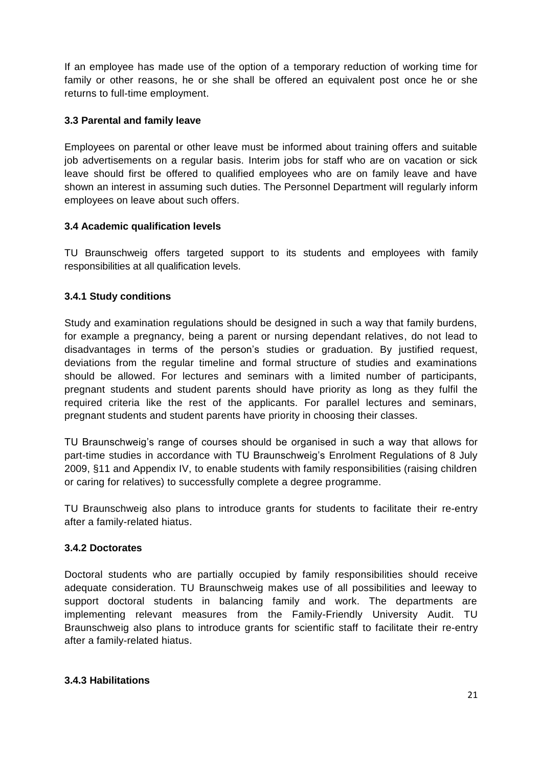If an employee has made use of the option of a temporary reduction of working time for family or other reasons, he or she shall be offered an equivalent post once he or she returns to full-time employment.

### 3.3 Parental and family leave

Employees on parental or other leave must be informed about training offers and suitable job advertisements on a regular basis. Interim jobs for staff who are on vacation or sick leave should first be offered to qualified employees who are on family leave and have shown an interest in assuming such duties. The Personnel Department will regularly inform employees on leave about such offers.

### 3.4 Academic qualification levels

TU Braunschweig offers targeted support to its students and employees with family responsibilities at all qualification levels.

#### 3.4.1 Study conditions

Study and examination regulations should be designed in such a way that family burdens, for example a pregnancy, being a parent or nursing dependant relatives, do not lead to disadvantages in terms of the person's studies or graduation. By justified request, deviations from the regular timeline and formal structure of studies and examinations should be allowed. For lectures and seminars with a limited number of participants, pregnant students and student parents should have priority as long as they fulfil the required criteria like the rest of the applicants. For parallel lectures and seminars, pregnant students and student parents have priority in choosing their classes.

TU Braunschweig's range of courses should be organised in such a way that allows for part-time studies in accordance with TU Braunschweig's Enrolment Regulations of 8 July 2009, §11 and Appendix IV, to enable students with family responsibilities (raising children or caring for relatives) to successfully complete a degree programme.

TU Braunschweig also plans to introduce grants for students to facilitate their re-entry after a family-related hiatus.

#### 3.4.2 Doctorates

Doctoral students who are partially occupied by family responsibilities should receive adequate consideration. TU Braunschweig makes use of all possibilities and leeway to support doctoral students in balancing family and work. The departments are implementing relevant measures from the Family-Friendly University Audit. TU Braunschweig also plans to introduce grants for scientific staff to facilitate their re-entry after a family-related hiatus.

#### 3.4.3 Habilitations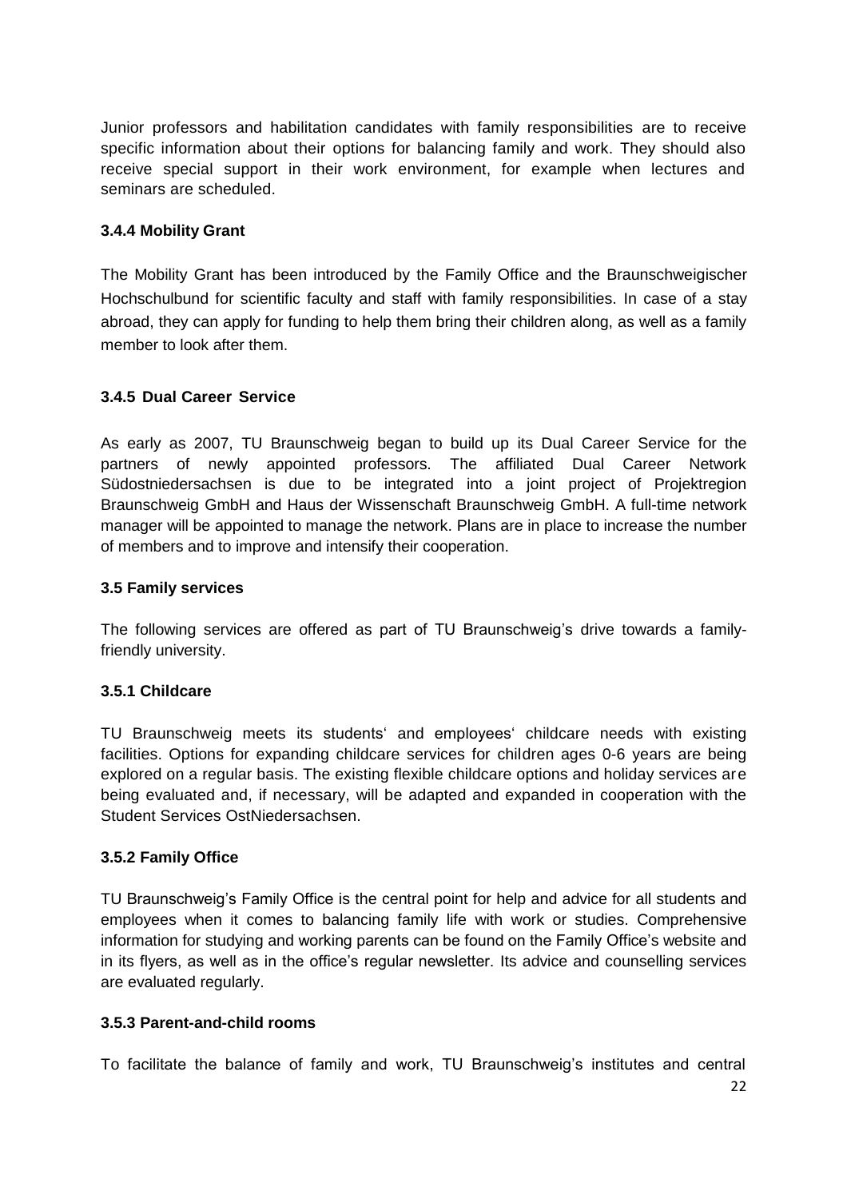Junior professors and habilitation candidates with family responsibilities are to receive specific information about their options for balancing family and work. They should also receive special support in their work environment, for example when lectures and seminars are scheduled.

### 3.4.4 Mobility Grant

The Mobility Grant has been introduced by the Family Office and the Braunschweigischer Hochschulbund for scientific faculty and staff with family responsibilities. In case of a stay abroad, they can apply for funding to help them bring their children along, as well as a family member to look after them.

### 3.4.5 Dual Career Service

As early as 2007, TU Braunschweig began to build up its Dual Career Service for the partners of newly appointed professors. The affiliated Dual Career Network Südostniedersachsen is due to be integrated into a joint project of Projektregion Braunschweig GmbH and Haus der Wissenschaft Braunschweig GmbH. A full-time network manager will be appointed to manage the network. Plans are in place to increase the number of members and to improve and intensify their cooperation.

## 3.5 Family services

The following services are offered as part of TU Braunschweig's drive towards a family-friendly university.

### 3.5.1 Childcare

TU Braunschweig meets its students' and employees' childcare needs with existing facilities. Options for expanding childcare services for children ages 0-6 years are being explored on a regular basis. The existing flexible childcare options and holiday services are being evaluated and, if necessary, will be adapted and expanded in cooperation with the Student Services OstNiedersachsen.

### 3.5.2 Family Office

TU Braunschweig's Family Office is the central point for help and advice for all students and employees when it comes to balancing family life with work or studies. Comprehensive information for studying and working parents can be found on the Family Office's website and in its flyers, as well as in the office's regular newsletter. Its advice and counselling services are evaluated regularly.

### 3.5.3 Parent-and-child rooms

To facilitate the balance of family and work, TU Braunschweig's institutes and central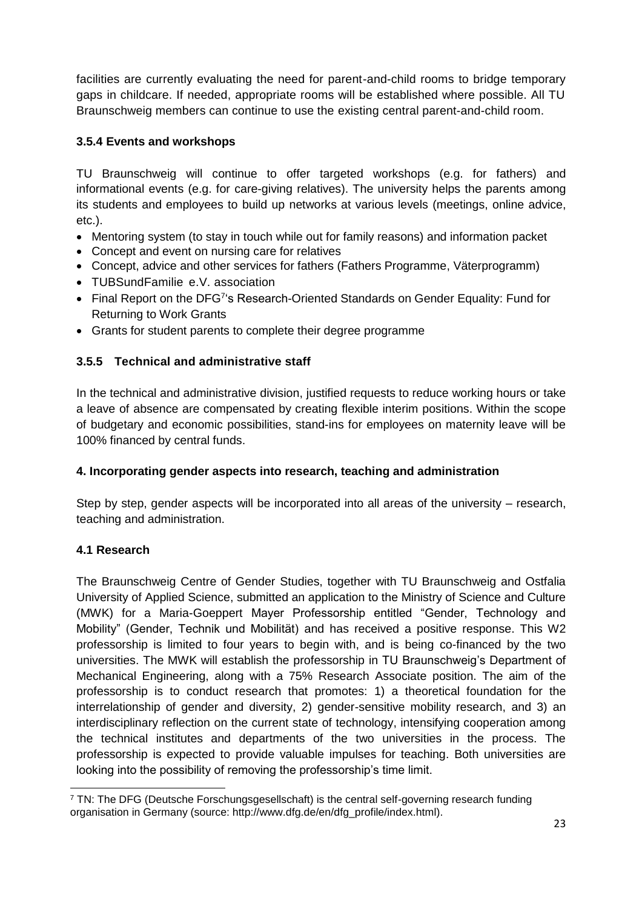facilities are currently evaluating the need for parent-and-child rooms to bridge temporary gaps in childcare. If needed, appropriate rooms will be established where possible. All TU Braunschweig members can continue to use the existing central parent-and-child room.

### 3.5.4 Events and workshops

TU Braunschweig will continue to offer targeted workshops (e.g. for fathers) and informational events (e.g. for care-giving relatives). The university helps the parents among its students and employees to build up networks at various levels (meetings, online advice, etc.).

- Mentoring system (to stay in touch while out for family reasons) and information packet
- Concept and event on nursing care for relatives
- Concept, advice and other services for fathers (Fathers Programme, Väterprogramm)
- TUBSundFamilie e.V. association
- Final Report on the DFG[7]'s Research-Oriented Standards on Gender Equality: Fund for Returning to Work Grants
- Grants for student parents to complete their degree programme

### 3.5.5 Technical and administrative staff

In the technical and administrative division, justified requests to reduce working hours or take a leave of absence are compensated by creating flexible interim positions. Within the scope of budgetary and economic possibilities, stand-ins for employees on maternity leave will be 100% financed by central funds.

## 4. Incorporating gender aspects into research, teaching and administration

Step by step, gender aspects will be incorporated into all areas of the university – research, teaching and administration.

### 4.1 Research

The Braunschweig Centre of Gender Studies, together with TU Braunschweig and Ostfalia University of Applied Science, submitted an application to the Ministry of Science and Culture (MWK) for a Maria-Goeppert Mayer Professorship entitled "Gender, Technology and Mobility" (Gender, Technik und Mobilität) and has received a positive response. This W2 professorship is limited to four years to begin with, and is being co-financed by the two universities. The MWK will establish the professorship in TU Braunschweig's Department of Mechanical Engineering, along with a 75% Research Associate position. The aim of the professorship is to conduct research that promotes: 1) a theoretical foundation for the interrelationship of gender and diversity, 2) gender-sensitive mobility research, and 3) an interdisciplinary reflection on the current state of technology, intensifying cooperation among the technical institutes and departments of the two universities in the process. The professorship is expected to provide valuable impulses for teaching. Both universities are looking into the possibility of removing the professorship's time limit.

[7] TN: The DFG (Deutsche Forschungsgesellschaft) is the central self-governing research funding organisation in Germany (source: http://www.dfg.de/en/dfg_profile/index.html).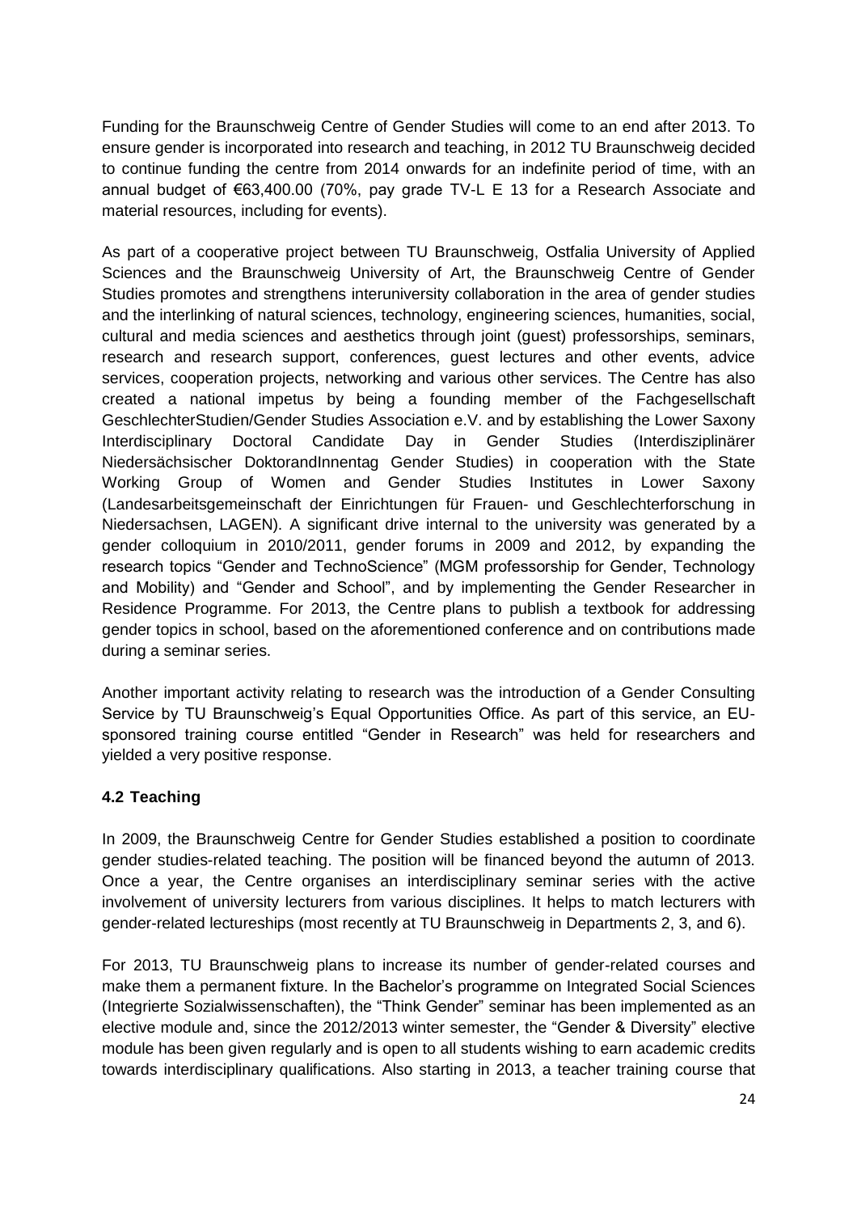Funding for the Braunschweig Centre of Gender Studies will come to an end after 2013. To ensure gender is incorporated into research and teaching, in 2012 TU Braunschweig decided to continue funding the centre from 2014 onwards for an indefinite period of time, with an annual budget of €63,400.00 (70%, pay grade TV-L E 13 for a Research Associate and material resources, including for events).

As part of a cooperative project between TU Braunschweig, Ostfalia University of Applied Sciences and the Braunschweig University of Art, the Braunschweig Centre of Gender Studies promotes and strengthens interuniversity collaboration in the area of gender studies and the interlinking of natural sciences, technology, engineering sciences, humanities, social, cultural and media sciences and aesthetics through joint (guest) professorships, seminars, research and research support, conferences, guest lectures and other events, advice services, cooperation projects, networking and various other services. The Centre has also created a national impetus by being a founding member of the Fachgesellschaft GeschlechterStudien/Gender Studies Association e.V. and by establishing the Lower Saxony Interdisciplinary Doctoral Candidate Day in Gender Studies (Interdisziplinärer Niedersächsischer DoktorandInnentag Gender Studies) in cooperation with the State Working Group of Women and Gender Studies Institutes in Lower Saxony (Landesarbeitsgemeinschaft der Einrichtungen für Frauen- und Geschlechterforschung in Niedersachsen, LAGEN). A significant drive internal to the university was generated by a gender colloquium in 2010/2011, gender forums in 2009 and 2012, by expanding the research topics "Gender and TechnoScience" (MGM professorship for Gender, Technology and Mobility) and "Gender and School", and by implementing the Gender Researcher in Residence Programme. For 2013, the Centre plans to publish a textbook for addressing gender topics in school, based on the aforementioned conference and on contributions made during a seminar series.

Another important activity relating to research was the introduction of a Gender Consulting Service by TU Braunschweig's Equal Opportunities Office. As part of this service, an EU-sponsored training course entitled "Gender in Research" was held for researchers and yielded a very positive response.

### 4.2 Teaching

In 2009, the Braunschweig Centre for Gender Studies established a position to coordinate gender studies-related teaching. The position will be financed beyond the autumn of 2013. Once a year, the Centre organises an interdisciplinary seminar series with the active involvement of university lecturers from various disciplines. It helps to match lecturers with gender-related lectureships (most recently at TU Braunschweig in Departments 2, 3, and 6).

For 2013, TU Braunschweig plans to increase its number of gender-related courses and make them a permanent fixture. In the Bachelor's programme on Integrated Social Sciences (Integrierte Sozialwissenschaften), the "Think Gender" seminar has been implemented as an elective module and, since the 2012/2013 winter semester, the "Gender & Diversity" elective module has been given regularly and is open to all students wishing to earn academic credits towards interdisciplinary qualifications. Also starting in 2013, a teacher training course that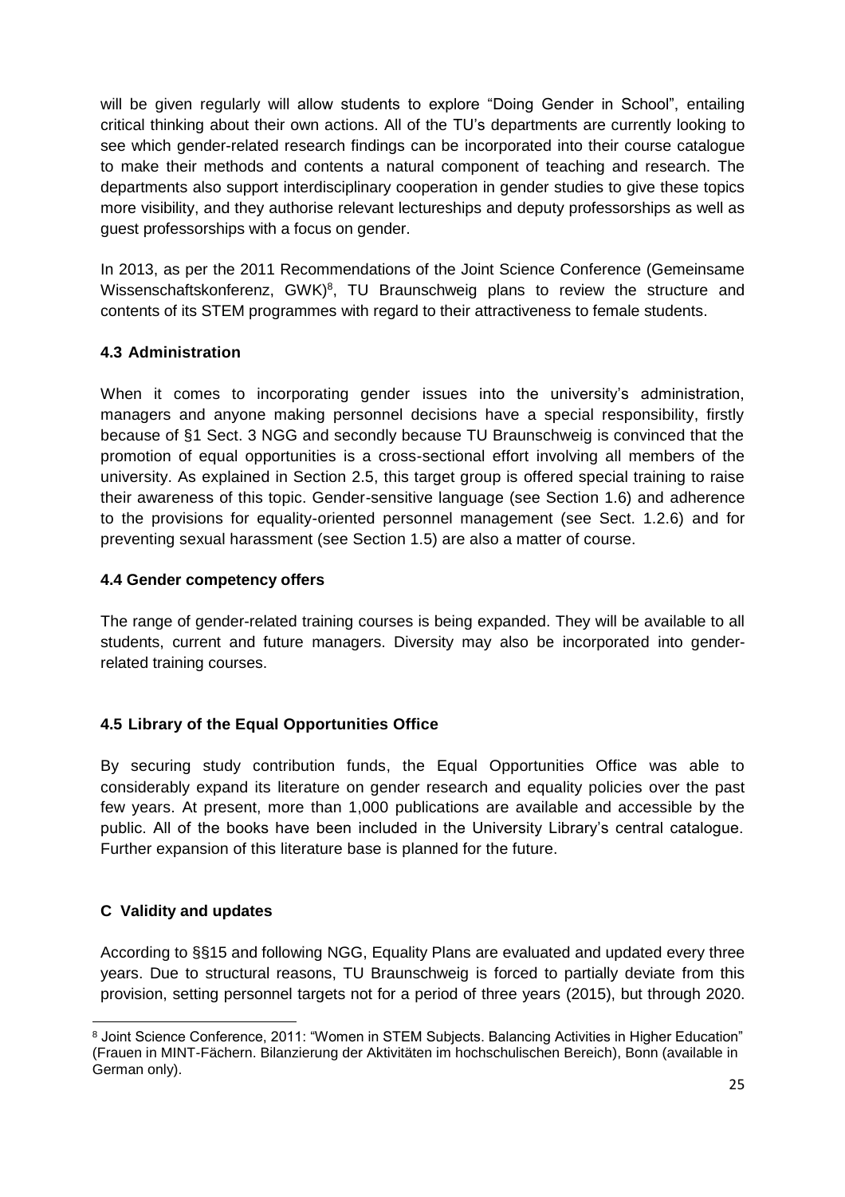will be given regularly will allow students to explore "Doing Gender in School", entailing critical thinking about their own actions. All of the TU's departments are currently looking to see which gender-related research findings can be incorporated into their course catalogue to make their methods and contents a natural component of teaching and research. The departments also support interdisciplinary cooperation in gender studies to give these topics more visibility, and they authorise relevant lectureships and deputy professorships as well as guest professorships with a focus on gender.

In 2013, as per the 2011 Recommendations of the Joint Science Conference (Gemeinsame Wissenschaftskonferenz, GWK)[8], TU Braunschweig plans to review the structure and contents of its STEM programmes with regard to their attractiveness to female students.

### 4.3 Administration

When it comes to incorporating gender issues into the university's administration, managers and anyone making personnel decisions have a special responsibility, firstly because of §1 Sect. 3 NGG and secondly because TU Braunschweig is convinced that the promotion of equal opportunities is a cross-sectional effort involving all members of the university. As explained in Section 2.5, this target group is offered special training to raise their awareness of this topic. Gender-sensitive language (see Section 1.6) and adherence to the provisions for equality-oriented personnel management (see Sect. 1.2.6) and for preventing sexual harassment (see Section 1.5) are also a matter of course.

### 4.4 Gender competency offers

The range of gender-related training courses is being expanded. They will be available to all students, current and future managers. Diversity may also be incorporated into gender-related training courses.

### 4.5 Library of the Equal Opportunities Office

By securing study contribution funds, the Equal Opportunities Office was able to considerably expand its literature on gender research and equality policies over the past few years. At present, more than 1,000 publications are available and accessible by the public. All of the books have been included in the University Library's central catalogue. Further expansion of this literature base is planned for the future.

## C Validity and updates

According to §§15 and following NGG, Equality Plans are evaluated and updated every three years. Due to structural reasons, TU Braunschweig is forced to partially deviate from this provision, setting personnel targets not for a period of three years (2015), but through 2020.

---

[8] Joint Science Conference, 2011: "Women in STEM Subjects. Balancing Activities in Higher Education" (Frauen in MINT-Fächern. Bilanzierung der Aktivitäten im hochschulischen Bereich), Bonn (available in German only).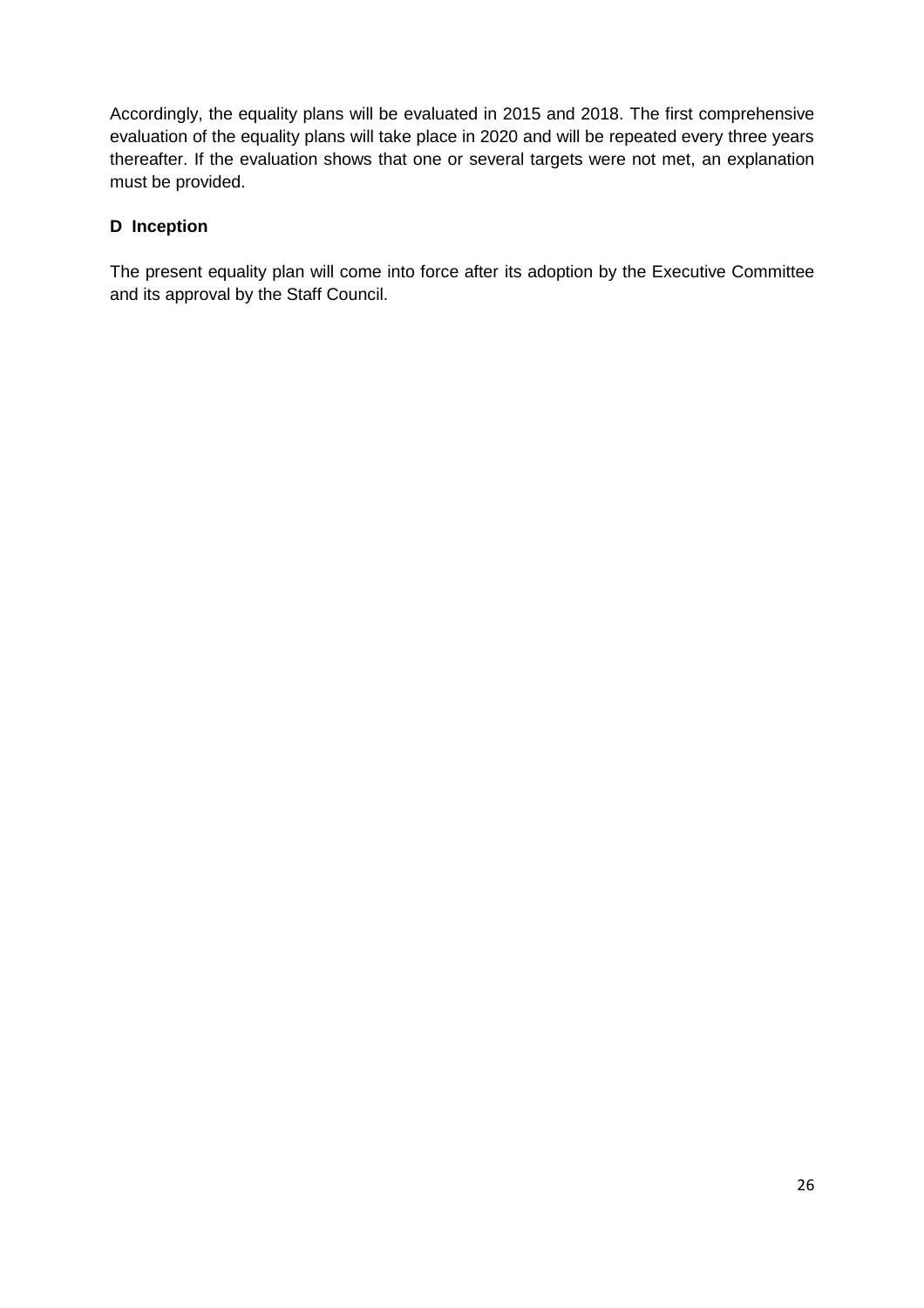Accordingly, the equality plans will be evaluated in 2015 and 2018. The first comprehensive evaluation of the equality plans will take place in 2020 and will be repeated every three years thereafter. If the evaluation shows that one or several targets were not met, an explanation must be provided.

## D Inception

The present equality plan will come into force after its adoption by the Executive Committee and its approval by the Staff Council.